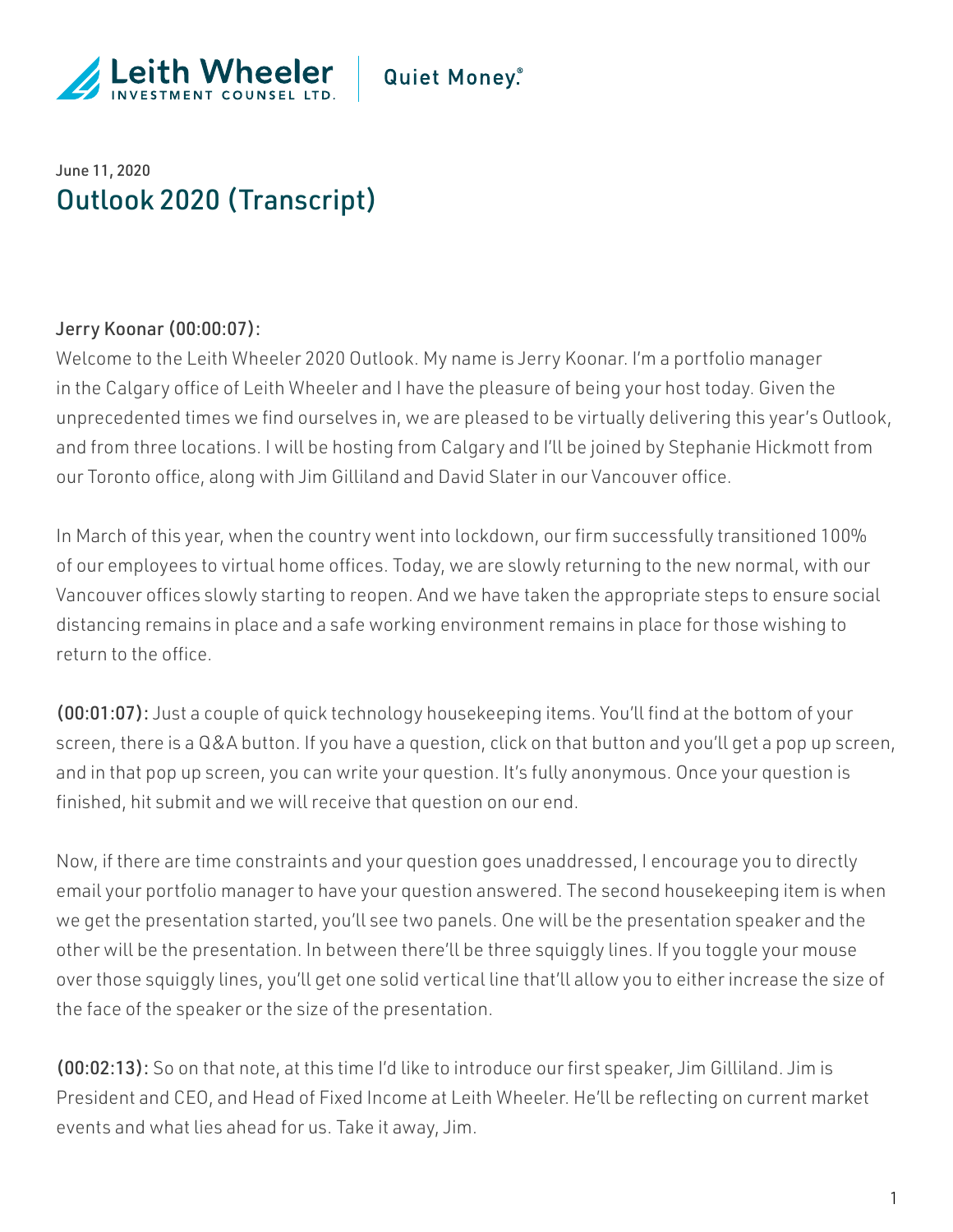June 11, 2020

# Outlook 2020 (Transcript)

**Jerry Koonar (00:00:07):**

Welcome to the Leith Wheeler 2020 Outlook. My name is Jerry Koonar. I'm a portfolio manager in the Calgary office of Leith Wheeler and I have the pleasure of being your host today. Given the unprecedented times we find ourselves in, we are pleased to be virtually delivering this year's Outlook, and from three locations. I will be hosting from Calgary and I'll be joined by Stephanie Hickmott from our Toronto office, along with Jim Gilliland and David Slater in our Vancouver office.

In March of this year, when the country went into lockdown, our firm successfully transitioned 100% of our employees to virtual home offices. Today, we are slowly returning to the new normal, with our Vancouver offices slowly starting to reopen. And we have taken the appropriate steps to ensure social distancing remains in place and a safe working environment remains in place for those wishing to return to the office.

**(00:01:07):** Just a couple of quick technology housekeeping items. You'll find at the bottom of your screen, there is a Q&A button. If you have a question, click on that button and you'll get a pop up screen, and in that pop up screen, you can write your question. It's fully anonymous. Once your question is finished, hit submit and we will receive that question on our end.

Now, if there are time constraints and your question goes unaddressed, I encourage you to directly email your portfolio manager to have your question answered. The second housekeeping item is when we get the presentation started, you'll see two panels. One will be the presentation speaker and the other will be the presentation. In between there'll be three squiggly lines. If you toggle your mouse over those squiggly lines, you'll get one solid vertical line that'll allow you to either increase the size of the face of the speaker or the size of the presentation.

**(00:02:13):** So on that note, at this time I'd like to introduce our first speaker, Jim Gilliland. Jim is President and CEO, and Head of Fixed Income at Leith Wheeler. He'll be reflecting on current market events and what lies ahead for us. Take it away, Jim.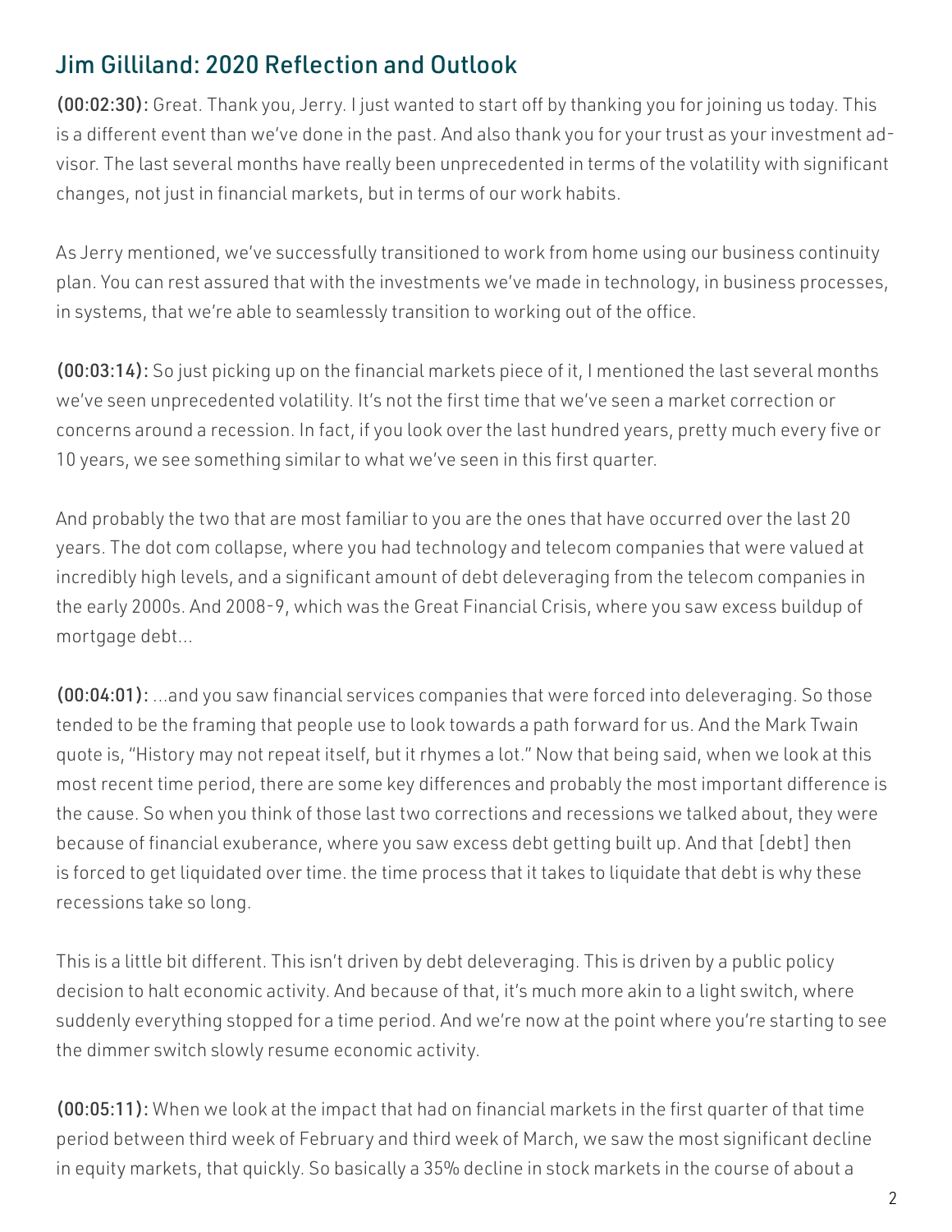## Jim Gilliland: 2020 Reflection and Outlook

**(00:02:30):** Great. Thank you, Jerry. I just wanted to start off by thanking you for joining us today. This is a different event than we've done in the past. And also thank you for your trust as your investment advisor. The last several months have really been unprecedented in terms of the volatility with significant changes, not just in financial markets, but in terms of our work habits.

As Jerry mentioned, we've successfully transitioned to work from home using our business continuity plan. You can rest assured that with the investments we've made in technology, in business processes, in systems, that we're able to seamlessly transition to working out of the office.

**(00:03:14):** So just picking up on the financial markets piece of it, I mentioned the last several months we've seen unprecedented volatility. It's not the first time that we've seen a market correction or concerns around a recession. In fact, if you look over the last hundred years, pretty much every five or 10 years, we see something similar to what we've seen in this first quarter.

And probably the two that are most familiar to you are the ones that have occurred over the last 20 years. The dot com collapse, where you had technology and telecom companies that were valued at incredibly high levels, and a significant amount of debt deleveraging from the telecom companies in the early 2000s. And 2008-9, which was the Great Financial Crisis, where you saw excess buildup of mortgage debt...

**(00:04:01):** ...and you saw financial services companies that were forced into deleveraging. So those tended to be the framing that people use to look towards a path forward for us. And the Mark Twain quote is, "History may not repeat itself, but it rhymes a lot." Now that being said, when we look at this most recent time period, there are some key differences and probably the most important difference is the cause. So when you think of those last two corrections and recessions we talked about, they were because of financial exuberance, where you saw excess debt getting built up. And that [debt] then is forced to get liquidated over time. the time process that it takes to liquidate that debt is why these recessions take so long.

This is a little bit different. This isn't driven by debt deleveraging. This is driven by a public policy decision to halt economic activity. And because of that, it's much more akin to a light switch, where suddenly everything stopped for a time period. And we're now at the point where you're starting to see the dimmer switch slowly resume economic activity.

**(00:05:11):** When we look at the impact that had on financial markets in the first quarter of that time period between third week of February and third week of March, we saw the most significant decline in equity markets, that quickly. So basically a 35% decline in stock markets in the course of about a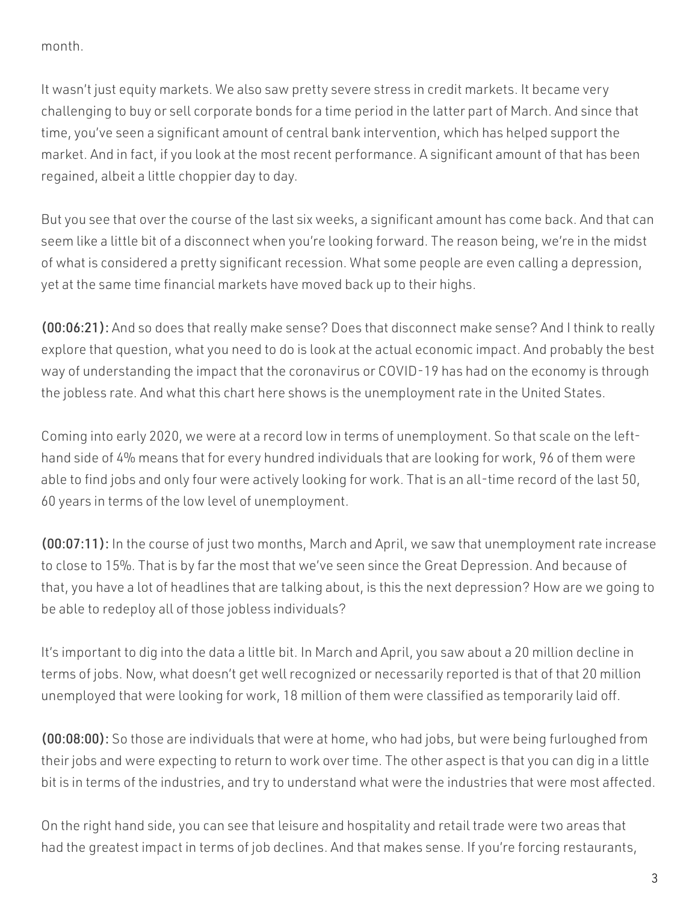month.

It wasn't just equity markets. We also saw pretty severe stress in credit markets. It became very challenging to buy or sell corporate bonds for a time period in the latter part of March. And since that time, you've seen a significant amount of central bank intervention, which has helped support the market. And in fact, if you look at the most recent performance. A significant amount of that has been regained, albeit a little choppier day to day.

But you see that over the course of the last six weeks, a significant amount has come back. And that can seem like a little bit of a disconnect when you're looking forward. The reason being, we're in the midst of what is considered a pretty significant recession. What some people are even calling a depression, yet at the same time financial markets have moved back up to their highs.

**(00:06:21):** And so does that really make sense? Does that disconnect make sense? And I think to really explore that question, what you need to do is look at the actual economic impact. And probably the best way of understanding the impact that the coronavirus or COVID-19 has had on the economy is through the jobless rate. And what this chart here shows is the unemployment rate in the United States.

Coming into early 2020, we were at a record low in terms of unemployment. So that scale on the left-hand side of 4% means that for every hundred individuals that are looking for work, 96 of them were able to find jobs and only four were actively looking for work. That is an all-time record of the last 50, 60 years in terms of the low level of unemployment.

**(00:07:11):** In the course of just two months, March and April, we saw that unemployment rate increase to close to 15%. That is by far the most that we've seen since the Great Depression. And because of that, you have a lot of headlines that are talking about, is this the next depression? How are we going to be able to redeploy all of those jobless individuals?

It's important to dig into the data a little bit. In March and April, you saw about a 20 million decline in terms of jobs. Now, what doesn't get well recognized or necessarily reported is that of that 20 million unemployed that were looking for work, 18 million of them were classified as temporarily laid off.

**(00:08:00):** So those are individuals that were at home, who had jobs, but were being furloughed from their jobs and were expecting to return to work over time. The other aspect is that you can dig in a little bit is in terms of the industries, and try to understand what were the industries that were most affected.

On the right hand side, you can see that leisure and hospitality and retail trade were two areas that had the greatest impact in terms of job declines. And that makes sense. If you're forcing restaurants,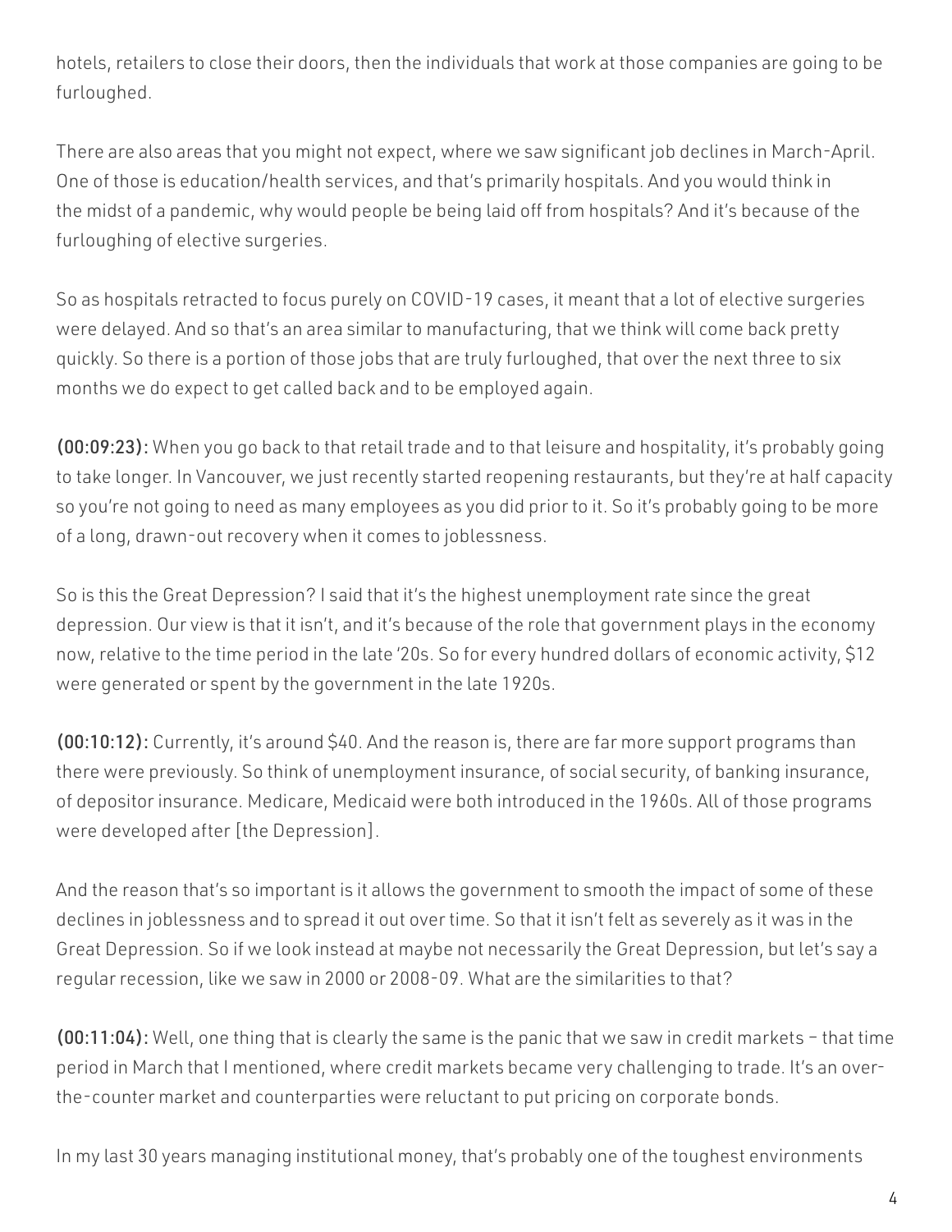hotels, retailers to close their doors, then the individuals that work at those companies are going to be furloughed.

There are also areas that you might not expect, where we saw significant job declines in March-April. One of those is education/health services, and that's primarily hospitals. And you would think in the midst of a pandemic, why would people be being laid off from hospitals? And it's because of the furloughing of elective surgeries.

So as hospitals retracted to focus purely on COVID-19 cases, it meant that a lot of elective surgeries were delayed. And so that's an area similar to manufacturing, that we think will come back pretty quickly. So there is a portion of those jobs that are truly furloughed, that over the next three to six months we do expect to get called back and to be employed again.

**(00:09:23):** When you go back to that retail trade and to that leisure and hospitality, it's probably going to take longer. In Vancouver, we just recently started reopening restaurants, but they're at half capacity so you're not going to need as many employees as you did prior to it. So it's probably going to be more of a long, drawn-out recovery when it comes to joblessness.

So is this the Great Depression? I said that it's the highest unemployment rate since the great depression. Our view is that it isn't, and it's because of the role that government plays in the economy now, relative to the time period in the late '20s. So for every hundred dollars of economic activity, $12 were generated or spent by the government in the late 1920s.

**(00:10:12):** Currently, it's around $40. And the reason is, there are far more support programs than there were previously. So think of unemployment insurance, of social security, of banking insurance, of depositor insurance. Medicare, Medicaid were both introduced in the 1960s. All of those programs were developed after [the Depression].

And the reason that's so important is it allows the government to smooth the impact of some of these declines in joblessness and to spread it out over time. So that it isn't felt as severely as it was in the Great Depression. So if we look instead at maybe not necessarily the Great Depression, but let's say a regular recession, like we saw in 2000 or 2008-09. What are the similarities to that?

**(00:11:04):** Well, one thing that is clearly the same is the panic that we saw in credit markets – that time period in March that I mentioned, where credit markets became very challenging to trade. It's an over-the-counter market and counterparties were reluctant to put pricing on corporate bonds.

In my last 30 years managing institutional money, that's probably one of the toughest environments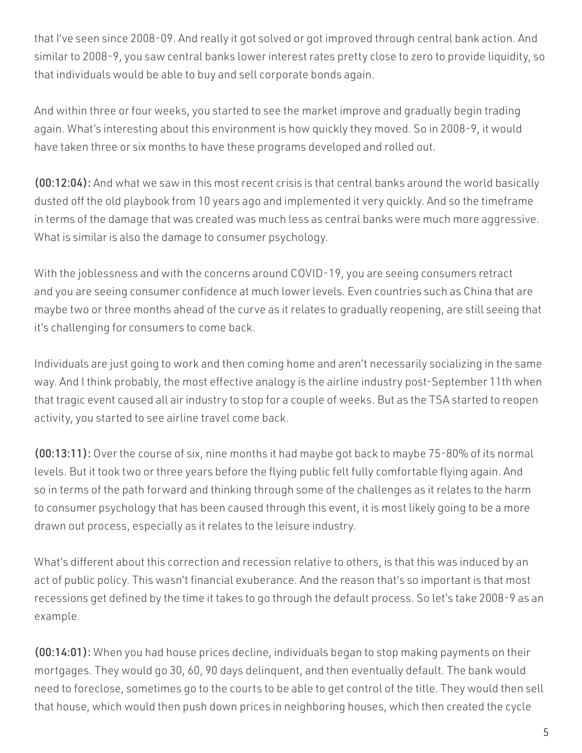that I've seen since 2008-09. And really it got solved or got improved through central bank action. And similar to 2008-9, you saw central banks lower interest rates pretty close to zero to provide liquidity, so that individuals would be able to buy and sell corporate bonds again.

And within three or four weeks, you started to see the market improve and gradually begin trading again. What's interesting about this environment is how quickly they moved. So in 2008-9, it would have taken three or six months to have these programs developed and rolled out.

**(00:12:04):** And what we saw in this most recent crisis is that central banks around the world basically dusted off the old playbook from 10 years ago and implemented it very quickly. And so the timeframe in terms of the damage that was created was much less as central banks were much more aggressive. What is similar is also the damage to consumer psychology.

With the joblessness and with the concerns around COVID-19, you are seeing consumers retract and you are seeing consumer confidence at much lower levels. Even countries such as China that are maybe two or three months ahead of the curve as it relates to gradually reopening, are still seeing that it's challenging for consumers to come back.

Individuals are just going to work and then coming home and aren't necessarily socializing in the same way. And I think probably, the most effective analogy is the airline industry post-September 11th when that tragic event caused all air industry to stop for a couple of weeks. But as the TSA started to reopen activity, you started to see airline travel come back.

**(00:13:11):** Over the course of six, nine months it had maybe got back to maybe 75-80% of its normal levels. But it took two or three years before the flying public felt fully comfortable flying again. And so in terms of the path forward and thinking through some of the challenges as it relates to the harm to consumer psychology that has been caused through this event, it is most likely going to be a more drawn out process, especially as it relates to the leisure industry.

What's different about this correction and recession relative to others, is that this was induced by an act of public policy. This wasn't financial exuberance. And the reason that's so important is that most recessions get defined by the time it takes to go through the default process. So let's take 2008-9 as an example.

**(00:14:01):** When you had house prices decline, individuals began to stop making payments on their mortgages. They would go 30, 60, 90 days delinquent, and then eventually default. The bank would need to foreclose, sometimes go to the courts to be able to get control of the title. They would then sell that house, which would then push down prices in neighboring houses, which then created the cycle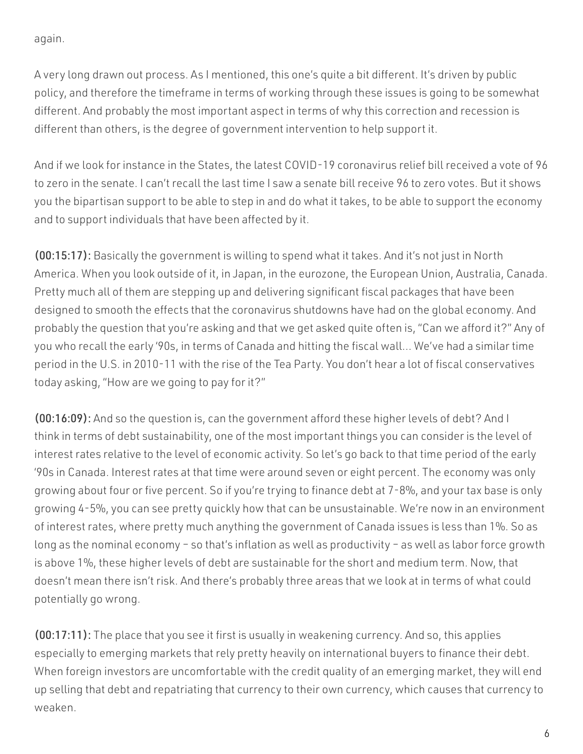again.

A very long drawn out process. As I mentioned, this one's quite a bit different. It's driven by public policy, and therefore the timeframe in terms of working through these issues is going to be somewhat different. And probably the most important aspect in terms of why this correction and recession is different than others, is the degree of government intervention to help support it.

And if we look for instance in the States, the latest COVID-19 coronavirus relief bill received a vote of 96 to zero in the senate. I can't recall the last time I saw a senate bill receive 96 to zero votes. But it shows you the bipartisan support to be able to step in and do what it takes, to be able to support the economy and to support individuals that have been affected by it.

**(00:15:17):** Basically the government is willing to spend what it takes. And it's not just in North America. When you look outside of it, in Japan, in the eurozone, the European Union, Australia, Canada. Pretty much all of them are stepping up and delivering significant fiscal packages that have been designed to smooth the effects that the coronavirus shutdowns have had on the global economy. And probably the question that you're asking and that we get asked quite often is, "Can we afford it?" Any of you who recall the early '90s, in terms of Canada and hitting the fiscal wall... We've had a similar time period in the U.S. in 2010-11 with the rise of the Tea Party. You don't hear a lot of fiscal conservatives today asking, "How are we going to pay for it?"

**(00:16:09):** And so the question is, can the government afford these higher levels of debt? And I think in terms of debt sustainability, one of the most important things you can consider is the level of interest rates relative to the level of economic activity. So let's go back to that time period of the early '90s in Canada. Interest rates at that time were around seven or eight percent. The economy was only growing about four or five percent. So if you're trying to finance debt at 7-8%, and your tax base is only growing 4-5%, you can see pretty quickly how that can be unsustainable. We're now in an environment of interest rates, where pretty much anything the government of Canada issues is less than 1%. So as long as the nominal economy – so that's inflation as well as productivity – as well as labor force growth is above 1%, these higher levels of debt are sustainable for the short and medium term. Now, that doesn't mean there isn't risk. And there's probably three areas that we look at in terms of what could potentially go wrong.

**(00:17:11):** The place that you see it first is usually in weakening currency. And so, this applies especially to emerging markets that rely pretty heavily on international buyers to finance their debt. When foreign investors are uncomfortable with the credit quality of an emerging market, they will end up selling that debt and repatriating that currency to their own currency, which causes that currency to weaken.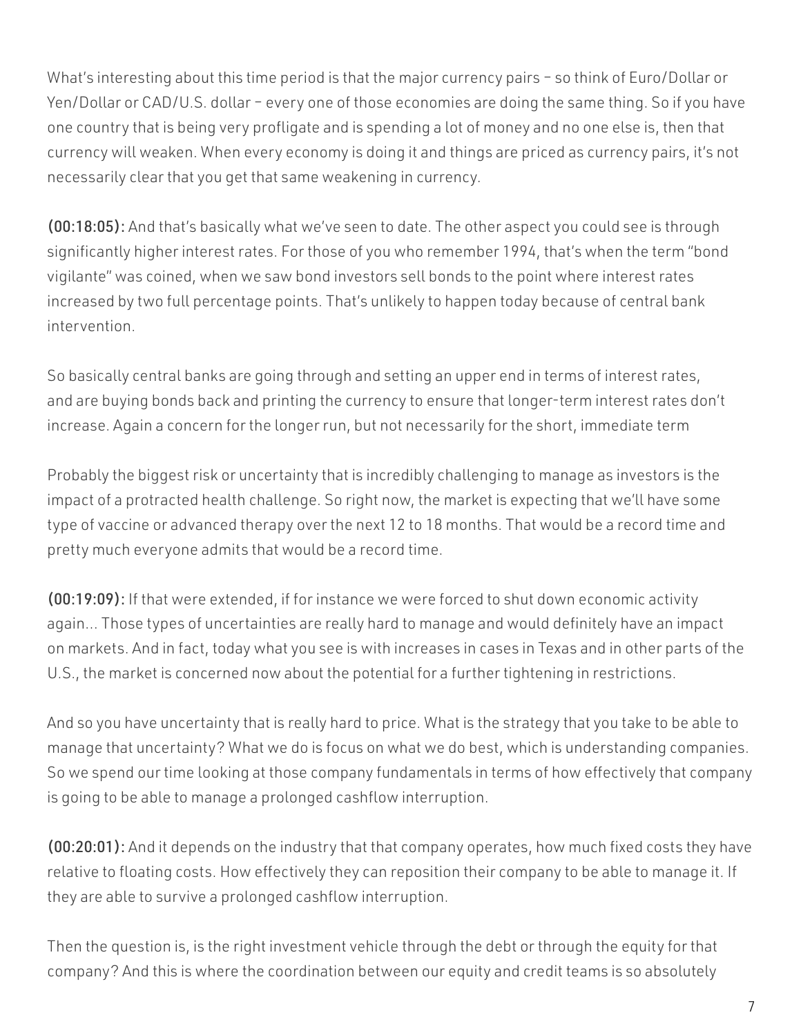What's interesting about this time period is that the major currency pairs – so think of Euro/Dollar or Yen/Dollar or CAD/U.S. dollar – every one of those economies are doing the same thing. So if you have one country that is being very profligate and is spending a lot of money and no one else is, then that currency will weaken. When every economy is doing it and things are priced as currency pairs, it's not necessarily clear that you get that same weakening in currency.

**(00:18:05):** And that's basically what we've seen to date. The other aspect you could see is through significantly higher interest rates. For those of you who remember 1994, that's when the term "bond vigilante" was coined, when we saw bond investors sell bonds to the point where interest rates increased by two full percentage points. That's unlikely to happen today because of central bank intervention.

So basically central banks are going through and setting an upper end in terms of interest rates, and are buying bonds back and printing the currency to ensure that longer-term interest rates don't increase. Again a concern for the longer run, but not necessarily for the short, immediate term

Probably the biggest risk or uncertainty that is incredibly challenging to manage as investors is the impact of a protracted health challenge. So right now, the market is expecting that we'll have some type of vaccine or advanced therapy over the next 12 to 18 months. That would be a record time and pretty much everyone admits that would be a record time.

**(00:19:09):** If that were extended, if for instance we were forced to shut down economic activity again... Those types of uncertainties are really hard to manage and would definitely have an impact on markets. And in fact, today what you see is with increases in cases in Texas and in other parts of the U.S., the market is concerned now about the potential for a further tightening in restrictions.

And so you have uncertainty that is really hard to price. What is the strategy that you take to be able to manage that uncertainty? What we do is focus on what we do best, which is understanding companies. So we spend our time looking at those company fundamentals in terms of how effectively that company is going to be able to manage a prolonged cashflow interruption.

**(00:20:01):** And it depends on the industry that that company operates, how much fixed costs they have relative to floating costs. How effectively they can reposition their company to be able to manage it. If they are able to survive a prolonged cashflow interruption.

Then the question is, is the right investment vehicle through the debt or through the equity for that company? And this is where the coordination between our equity and credit teams is so absolutely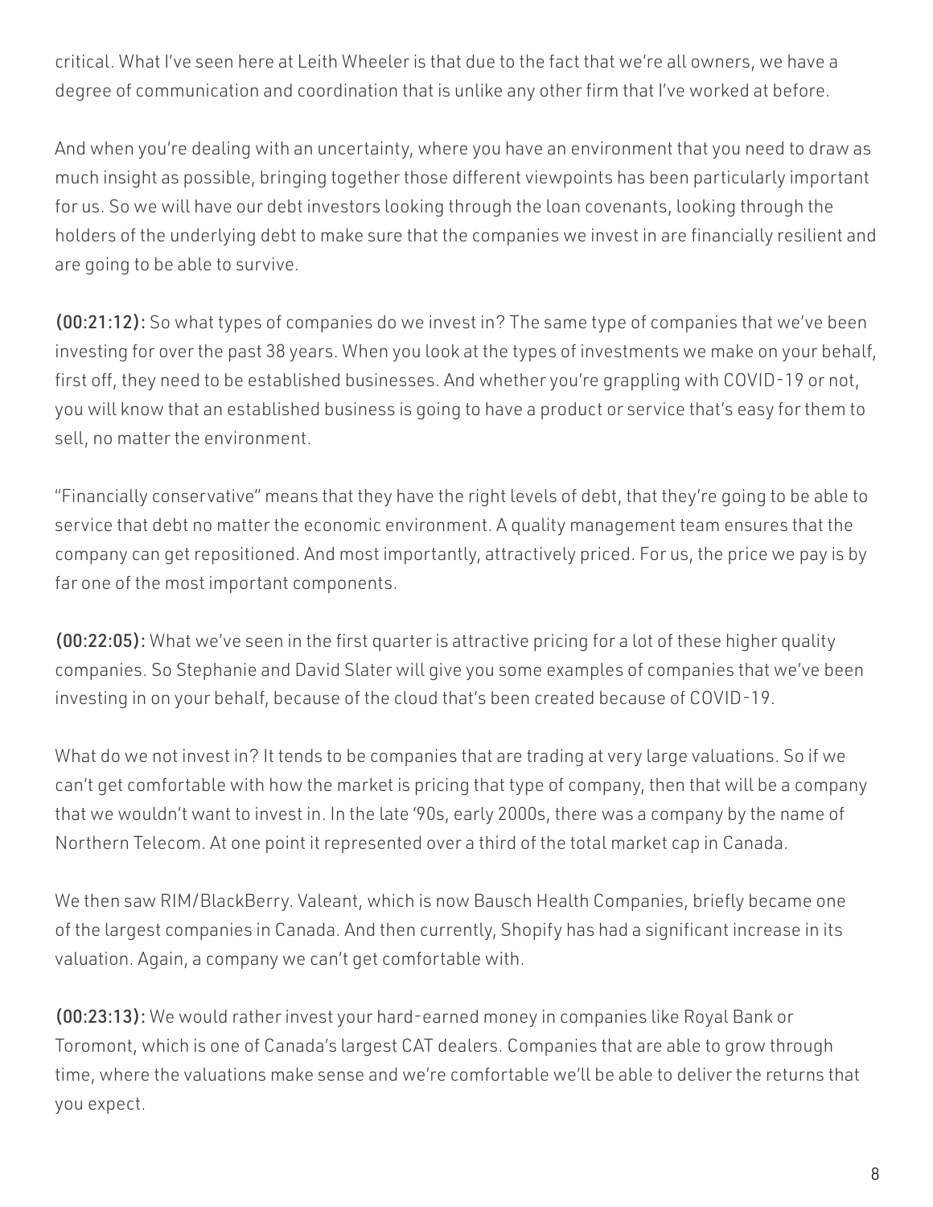critical. What I've seen here at Leith Wheeler is that due to the fact that we're all owners, we have a degree of communication and coordination that is unlike any other firm that I've worked at before.

And when you're dealing with an uncertainty, where you have an environment that you need to draw as much insight as possible, bringing together those different viewpoints has been particularly important for us. So we will have our debt investors looking through the loan covenants, looking through the holders of the underlying debt to make sure that the companies we invest in are financially resilient and are going to be able to survive.

**(00:21:12):** So what types of companies do we invest in? The same type of companies that we've been investing for over the past 38 years. When you look at the types of investments we make on your behalf, first off, they need to be established businesses. And whether you're grappling with COVID-19 or not, you will know that an established business is going to have a product or service that's easy for them to sell, no matter the environment.

"Financially conservative" means that they have the right levels of debt, that they're going to be able to service that debt no matter the economic environment. A quality management team ensures that the company can get repositioned. And most importantly, attractively priced. For us, the price we pay is by far one of the most important components.

**(00:22:05):** What we've seen in the first quarter is attractive pricing for a lot of these higher quality companies. So Stephanie and David Slater will give you some examples of companies that we've been investing in on your behalf, because of the cloud that's been created because of COVID-19.

What do we not invest in? It tends to be companies that are trading at very large valuations. So if we can't get comfortable with how the market is pricing that type of company, then that will be a company that we wouldn't want to invest in. In the late '90s, early 2000s, there was a company by the name of Northern Telecom. At one point it represented over a third of the total market cap in Canada.

We then saw RIM/BlackBerry. Valeant, which is now Bausch Health Companies, briefly became one of the largest companies in Canada. And then currently, Shopify has had a significant increase in its valuation. Again, a company we can't get comfortable with.

**(00:23:13):** We would rather invest your hard-earned money in companies like Royal Bank or Toromont, which is one of Canada's largest CAT dealers. Companies that are able to grow through time, where the valuations make sense and we're comfortable we'll be able to deliver the returns that you expect.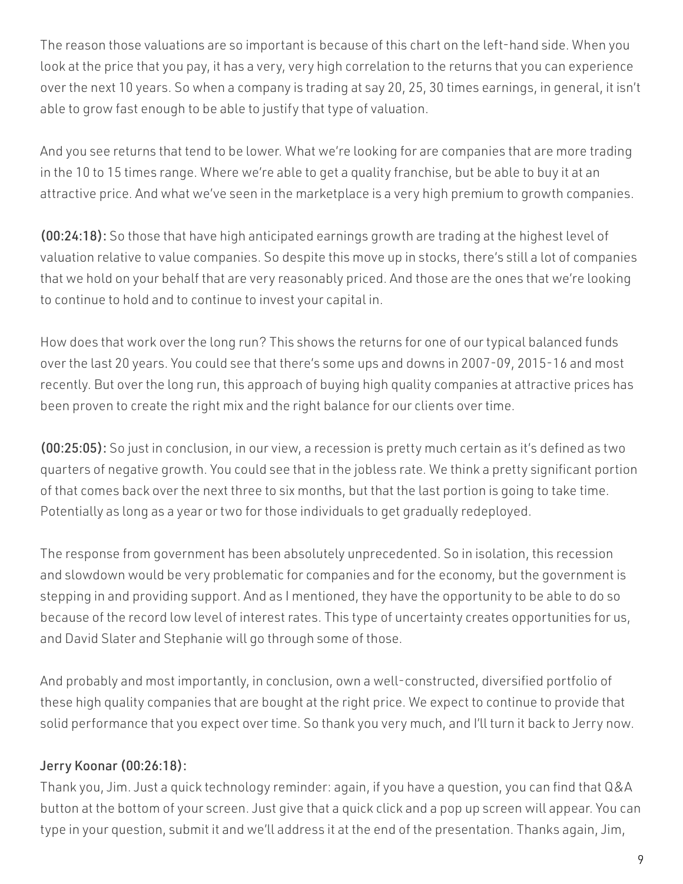The reason those valuations are so important is because of this chart on the left-hand side. When you look at the price that you pay, it has a very, very high correlation to the returns that you can experience over the next 10 years. So when a company is trading at say 20, 25, 30 times earnings, in general, it isn't able to grow fast enough to be able to justify that type of valuation.

And you see returns that tend to be lower. What we're looking for are companies that are more trading in the 10 to 15 times range. Where we're able to get a quality franchise, but be able to buy it at an attractive price. And what we've seen in the marketplace is a very high premium to growth companies.

**(00:24:18):** So those that have high anticipated earnings growth are trading at the highest level of valuation relative to value companies. So despite this move up in stocks, there's still a lot of companies that we hold on your behalf that are very reasonably priced. And those are the ones that we're looking to continue to hold and to continue to invest your capital in.

How does that work over the long run? This shows the returns for one of our typical balanced funds over the last 20 years. You could see that there's some ups and downs in 2007-09, 2015-16 and most recently. But over the long run, this approach of buying high quality companies at attractive prices has been proven to create the right mix and the right balance for our clients over time.

**(00:25:05):** So just in conclusion, in our view, a recession is pretty much certain as it's defined as two quarters of negative growth. You could see that in the jobless rate. We think a pretty significant portion of that comes back over the next three to six months, but that the last portion is going to take time. Potentially as long as a year or two for those individuals to get gradually redeployed.

The response from government has been absolutely unprecedented. So in isolation, this recession and slowdown would be very problematic for companies and for the economy, but the government is stepping in and providing support. And as I mentioned, they have the opportunity to be able to do so because of the record low level of interest rates. This type of uncertainty creates opportunities for us, and David Slater and Stephanie will go through some of those.

And probably and most importantly, in conclusion, own a well-constructed, diversified portfolio of these high quality companies that are bought at the right price. We expect to continue to provide that solid performance that you expect over time. So thank you very much, and I'll turn it back to Jerry now.

**Jerry Koonar (00:26:18):**

Thank you, Jim. Just a quick technology reminder: again, if you have a question, you can find that Q&A button at the bottom of your screen. Just give that a quick click and a pop up screen will appear. You can type in your question, submit it and we'll address it at the end of the presentation. Thanks again, Jim,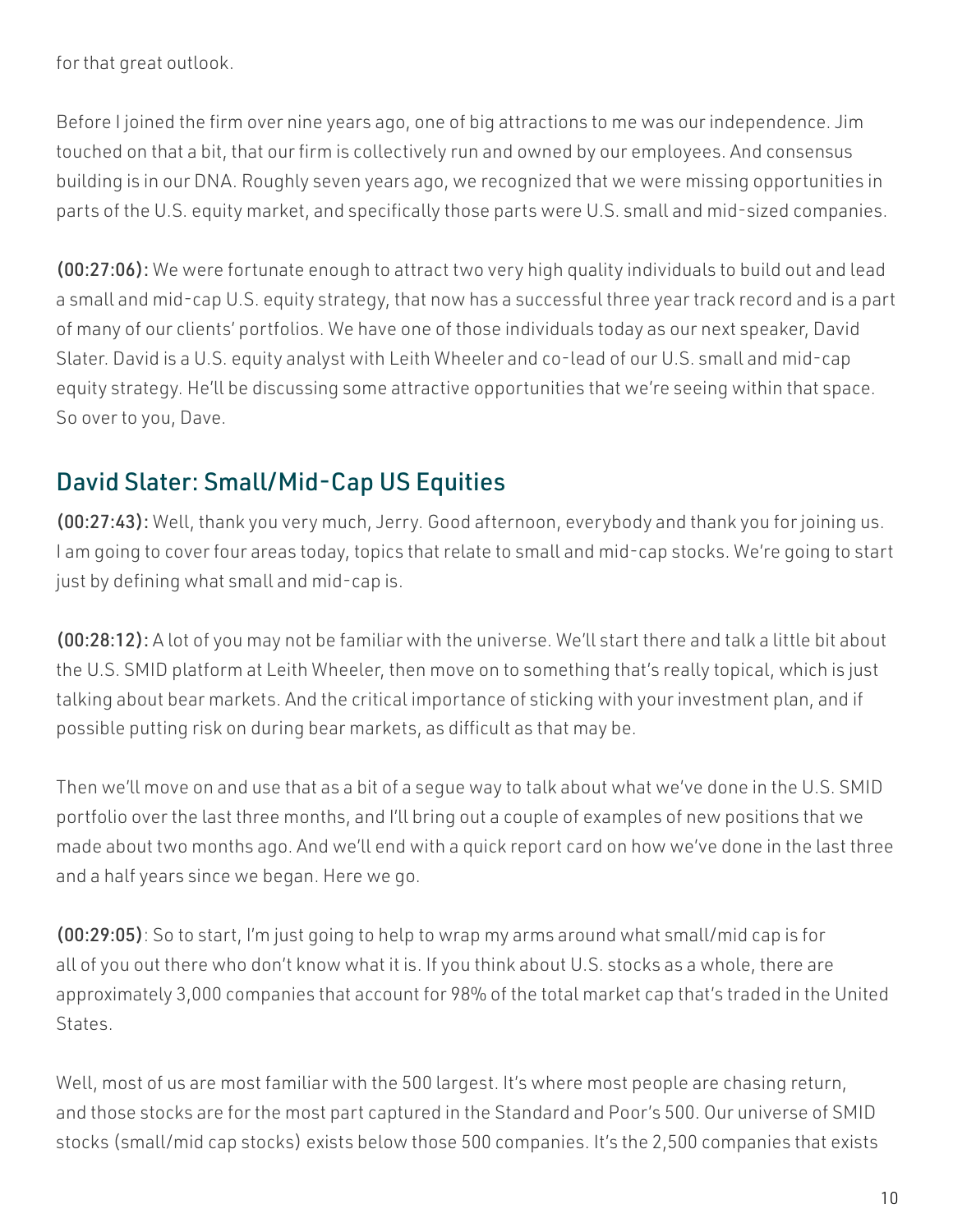for that great outlook.

Before I joined the firm over nine years ago, one of big attractions to me was our independence. Jim touched on that a bit, that our firm is collectively run and owned by our employees. And consensus building is in our DNA. Roughly seven years ago, we recognized that we were missing opportunities in parts of the U.S. equity market, and specifically those parts were U.S. small and mid-sized companies.

**(00:27:06):** We were fortunate enough to attract two very high quality individuals to build out and lead a small and mid-cap U.S. equity strategy, that now has a successful three year track record and is a part of many of our clients' portfolios. We have one of those individuals today as our next speaker, David Slater. David is a U.S. equity analyst with Leith Wheeler and co-lead of our U.S. small and mid-cap equity strategy. He'll be discussing some attractive opportunities that we're seeing within that space. So over to you, Dave.

## David Slater: Small/Mid-Cap US Equities

**(00:27:43):** Well, thank you very much, Jerry. Good afternoon, everybody and thank you for joining us. I am going to cover four areas today, topics that relate to small and mid-cap stocks. We're going to start just by defining what small and mid-cap is.

**(00:28:12):** A lot of you may not be familiar with the universe. We'll start there and talk a little bit about the U.S. SMID platform at Leith Wheeler, then move on to something that's really topical, which is just talking about bear markets. And the critical importance of sticking with your investment plan, and if possible putting risk on during bear markets, as difficult as that may be.

Then we'll move on and use that as a bit of a segue way to talk about what we've done in the U.S. SMID portfolio over the last three months, and I'll bring out a couple of examples of new positions that we made about two months ago. And we'll end with a quick report card on how we've done in the last three and a half years since we began. Here we go.

**(00:29:05)**: So to start, I'm just going to help to wrap my arms around what small/mid cap is for all of you out there who don't know what it is. If you think about U.S. stocks as a whole, there are approximately 3,000 companies that account for 98% of the total market cap that's traded in the United States.

Well, most of us are most familiar with the 500 largest. It's where most people are chasing return, and those stocks are for the most part captured in the Standard and Poor's 500. Our universe of SMID stocks (small/mid cap stocks) exists below those 500 companies. It's the 2,500 companies that exists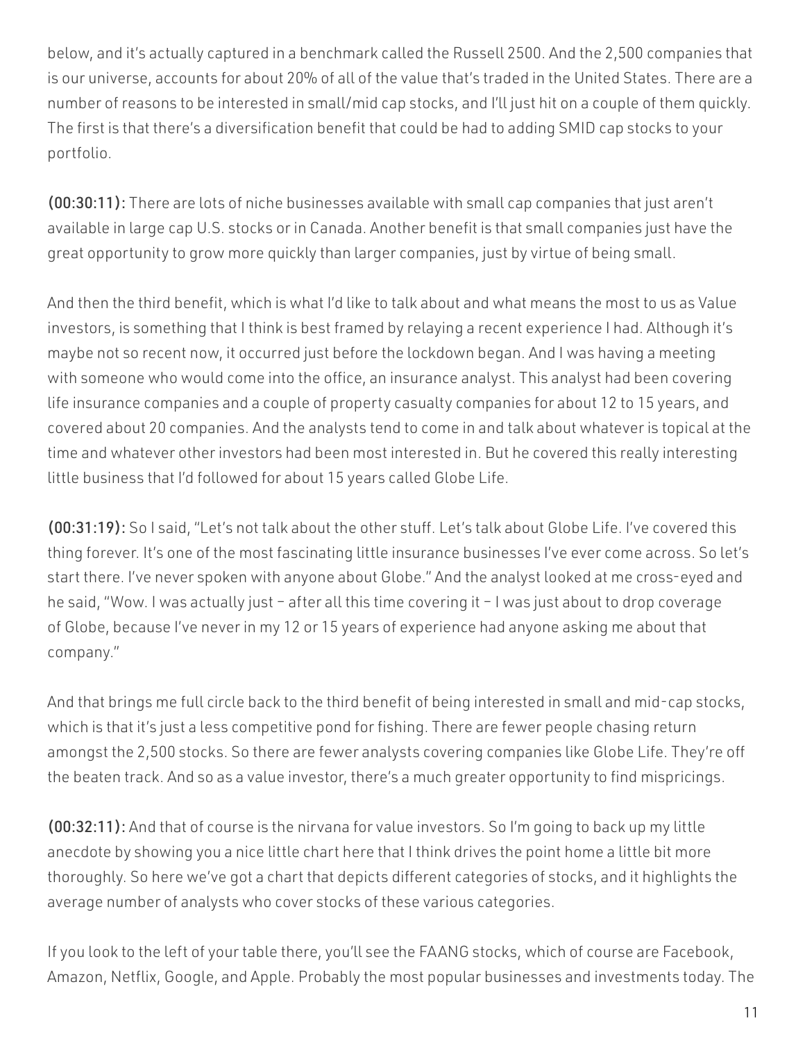below, and it's actually captured in a benchmark called the Russell 2500. And the 2,500 companies that is our universe, accounts for about 20% of all of the value that's traded in the United States. There are a number of reasons to be interested in small/mid cap stocks, and I'll just hit on a couple of them quickly. The first is that there's a diversification benefit that could be had to adding SMID cap stocks to your portfolio.

**(00:30:11):** There are lots of niche businesses available with small cap companies that just aren't available in large cap U.S. stocks or in Canada. Another benefit is that small companies just have the great opportunity to grow more quickly than larger companies, just by virtue of being small.

And then the third benefit, which is what I'd like to talk about and what means the most to us as Value investors, is something that I think is best framed by relaying a recent experience I had. Although it's maybe not so recent now, it occurred just before the lockdown began. And I was having a meeting with someone who would come into the office, an insurance analyst. This analyst had been covering life insurance companies and a couple of property casualty companies for about 12 to 15 years, and covered about 20 companies. And the analysts tend to come in and talk about whatever is topical at the time and whatever other investors had been most interested in. But he covered this really interesting little business that I'd followed for about 15 years called Globe Life.

**(00:31:19):** So I said, "Let's not talk about the other stuff. Let's talk about Globe Life. I've covered this thing forever. It's one of the most fascinating little insurance businesses I've ever come across. So let's start there. I've never spoken with anyone about Globe." And the analyst looked at me cross-eyed and he said, "Wow. I was actually just – after all this time covering it – I was just about to drop coverage of Globe, because I've never in my 12 or 15 years of experience had anyone asking me about that company."

And that brings me full circle back to the third benefit of being interested in small and mid-cap stocks, which is that it's just a less competitive pond for fishing. There are fewer people chasing return amongst the 2,500 stocks. So there are fewer analysts covering companies like Globe Life. They're off the beaten track. And so as a value investor, there's a much greater opportunity to find mispricings.

**(00:32:11):** And that of course is the nirvana for value investors. So I'm going to back up my little anecdote by showing you a nice little chart here that I think drives the point home a little bit more thoroughly. So here we've got a chart that depicts different categories of stocks, and it highlights the average number of analysts who cover stocks of these various categories.

If you look to the left of your table there, you'll see the FAANG stocks, which of course are Facebook, Amazon, Netflix, Google, and Apple. Probably the most popular businesses and investments today. The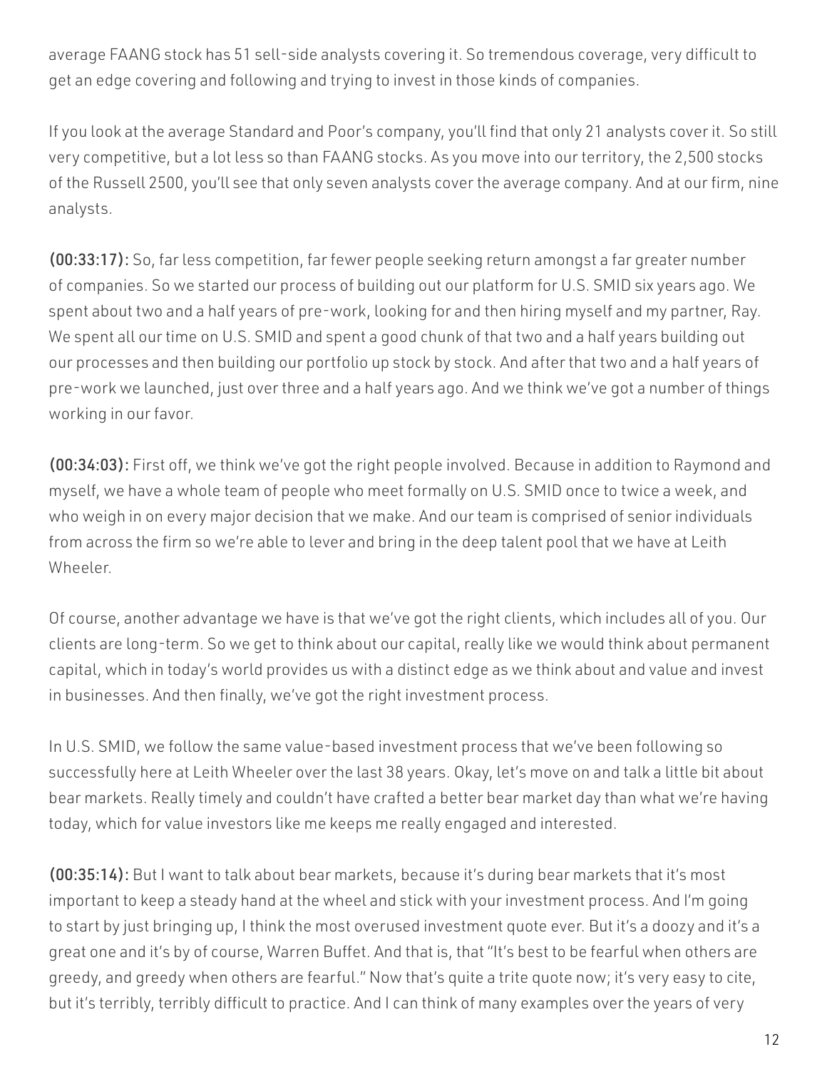average FAANG stock has 51 sell-side analysts covering it. So tremendous coverage, very difficult to get an edge covering and following and trying to invest in those kinds of companies.

If you look at the average Standard and Poor's company, you'll find that only 21 analysts cover it. So still very competitive, but a lot less so than FAANG stocks. As you move into our territory, the 2,500 stocks of the Russell 2500, you'll see that only seven analysts cover the average company. And at our firm, nine analysts.

**(00:33:17):** So, far less competition, far fewer people seeking return amongst a far greater number of companies. So we started our process of building out our platform for U.S. SMID six years ago. We spent about two and a half years of pre-work, looking for and then hiring myself and my partner, Ray. We spent all our time on U.S. SMID and spent a good chunk of that two and a half years building out our processes and then building our portfolio up stock by stock. And after that two and a half years of pre-work we launched, just over three and a half years ago. And we think we've got a number of things working in our favor.

**(00:34:03):** First off, we think we've got the right people involved. Because in addition to Raymond and myself, we have a whole team of people who meet formally on U.S. SMID once to twice a week, and who weigh in on every major decision that we make. And our team is comprised of senior individuals from across the firm so we're able to lever and bring in the deep talent pool that we have at Leith Wheeler.

Of course, another advantage we have is that we've got the right clients, which includes all of you. Our clients are long-term. So we get to think about our capital, really like we would think about permanent capital, which in today's world provides us with a distinct edge as we think about and value and invest in businesses. And then finally, we've got the right investment process.

In U.S. SMID, we follow the same value-based investment process that we've been following so successfully here at Leith Wheeler over the last 38 years. Okay, let's move on and talk a little bit about bear markets. Really timely and couldn't have crafted a better bear market day than what we're having today, which for value investors like me keeps me really engaged and interested.

**(00:35:14):** But I want to talk about bear markets, because it's during bear markets that it's most important to keep a steady hand at the wheel and stick with your investment process. And I'm going to start by just bringing up, I think the most overused investment quote ever. But it's a doozy and it's a great one and it's by of course, Warren Buffet. And that is, that "It's best to be fearful when others are greedy, and greedy when others are fearful." Now that's quite a trite quote now; it's very easy to cite, but it's terribly, terribly difficult to practice. And I can think of many examples over the years of very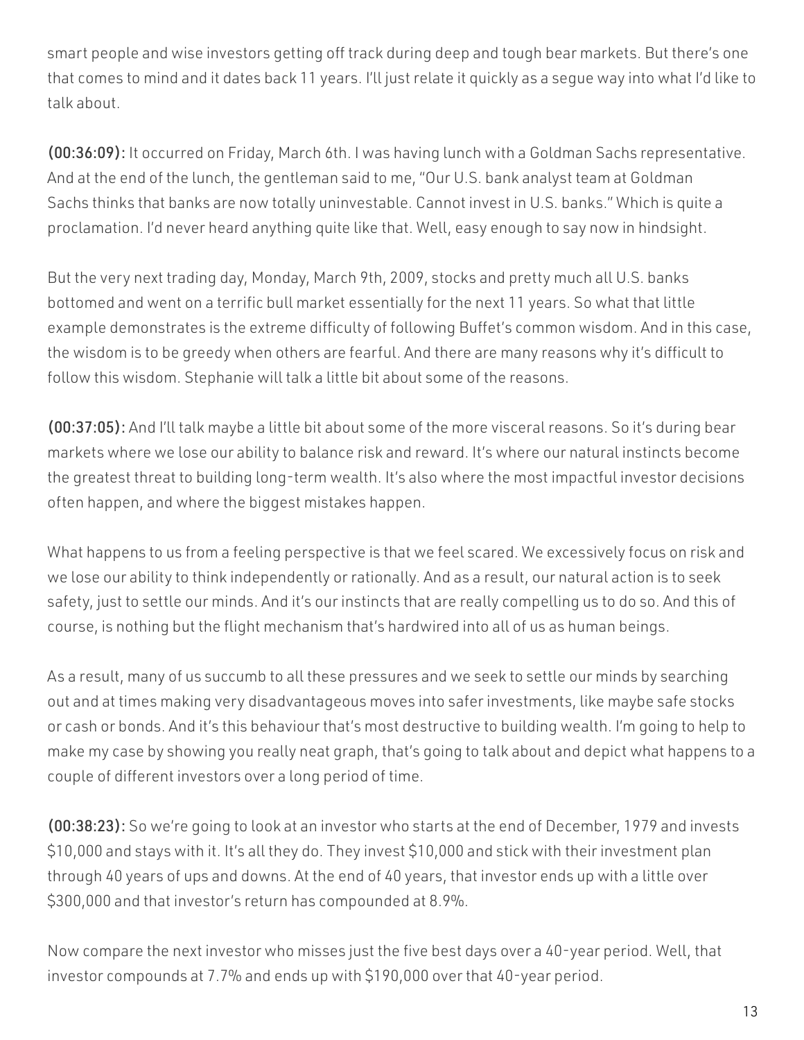smart people and wise investors getting off track during deep and tough bear markets. But there's one that comes to mind and it dates back 11 years. I'll just relate it quickly as a segue way into what I'd like to talk about.

**(00:36:09):** It occurred on Friday, March 6th. I was having lunch with a Goldman Sachs representative. And at the end of the lunch, the gentleman said to me, "Our U.S. bank analyst team at Goldman Sachs thinks that banks are now totally uninvestable. Cannot invest in U.S. banks." Which is quite a proclamation. I'd never heard anything quite like that. Well, easy enough to say now in hindsight.

But the very next trading day, Monday, March 9th, 2009, stocks and pretty much all U.S. banks bottomed and went on a terrific bull market essentially for the next 11 years. So what that little example demonstrates is the extreme difficulty of following Buffet's common wisdom. And in this case, the wisdom is to be greedy when others are fearful. And there are many reasons why it's difficult to follow this wisdom. Stephanie will talk a little bit about some of the reasons.

**(00:37:05):** And I'll talk maybe a little bit about some of the more visceral reasons. So it's during bear markets where we lose our ability to balance risk and reward. It's where our natural instincts become the greatest threat to building long-term wealth. It's also where the most impactful investor decisions often happen, and where the biggest mistakes happen.

What happens to us from a feeling perspective is that we feel scared. We excessively focus on risk and we lose our ability to think independently or rationally. And as a result, our natural action is to seek safety, just to settle our minds. And it's our instincts that are really compelling us to do so. And this of course, is nothing but the flight mechanism that's hardwired into all of us as human beings.

As a result, many of us succumb to all these pressures and we seek to settle our minds by searching out and at times making very disadvantageous moves into safer investments, like maybe safe stocks or cash or bonds. And it's this behaviour that's most destructive to building wealth. I'm going to help to make my case by showing you really neat graph, that's going to talk about and depict what happens to a couple of different investors over a long period of time.

**(00:38:23):** So we're going to look at an investor who starts at the end of December, 1979 and invests $10,000 and stays with it. It's all they do. They invest $10,000 and stick with their investment plan through 40 years of ups and downs. At the end of 40 years, that investor ends up with a little over $300,000 and that investor's return has compounded at 8.9%.

Now compare the next investor who misses just the five best days over a 40-year period. Well, that investor compounds at 7.7% and ends up with $190,000 over that 40-year period.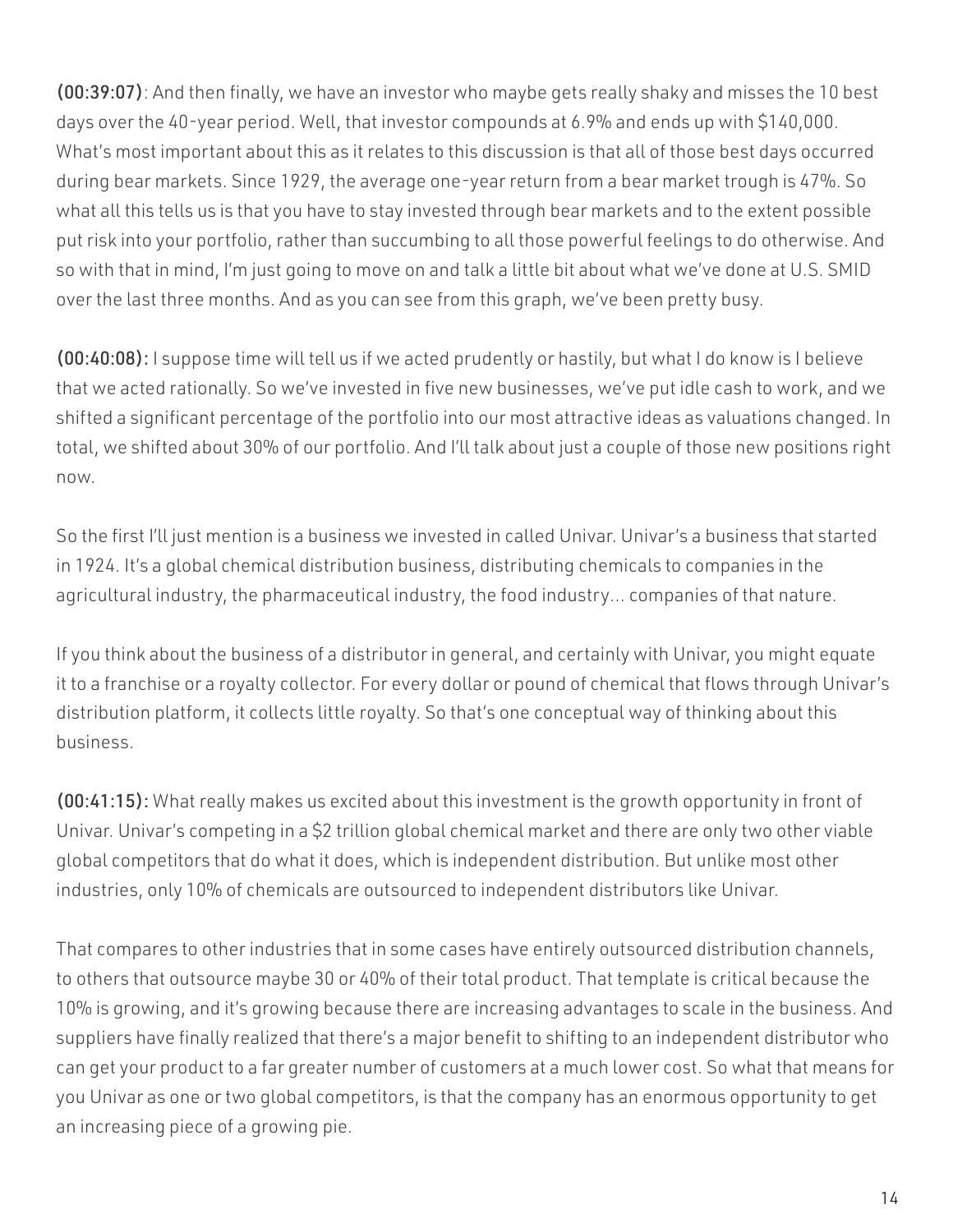**(00:39:07)**: And then finally, we have an investor who maybe gets really shaky and misses the 10 best days over the 40-year period. Well, that investor compounds at 6.9% and ends up with $140,000. What's most important about this as it relates to this discussion is that all of those best days occurred during bear markets. Since 1929, the average one-year return from a bear market trough is 47%. So what all this tells us is that you have to stay invested through bear markets and to the extent possible put risk into your portfolio, rather than succumbing to all those powerful feelings to do otherwise. And so with that in mind, I'm just going to move on and talk a little bit about what we've done at U.S. SMID over the last three months. And as you can see from this graph, we've been pretty busy.

**(00:40:08):** I suppose time will tell us if we acted prudently or hastily, but what I do know is I believe that we acted rationally. So we've invested in five new businesses, we've put idle cash to work, and we shifted a significant percentage of the portfolio into our most attractive ideas as valuations changed. In total, we shifted about 30% of our portfolio. And I'll talk about just a couple of those new positions right now.

So the first I'll just mention is a business we invested in called Univar. Univar's a business that started in 1924. It's a global chemical distribution business, distributing chemicals to companies in the agricultural industry, the pharmaceutical industry, the food industry... companies of that nature.

If you think about the business of a distributor in general, and certainly with Univar, you might equate it to a franchise or a royalty collector. For every dollar or pound of chemical that flows through Univar's distribution platform, it collects little royalty. So that's one conceptual way of thinking about this business.

**(00:41:15):** What really makes us excited about this investment is the growth opportunity in front of Univar. Univar's competing in a $2 trillion global chemical market and there are only two other viable global competitors that do what it does, which is independent distribution. But unlike most other industries, only 10% of chemicals are outsourced to independent distributors like Univar.

That compares to other industries that in some cases have entirely outsourced distribution channels, to others that outsource maybe 30 or 40% of their total product. That template is critical because the 10% is growing, and it's growing because there are increasing advantages to scale in the business. And suppliers have finally realized that there's a major benefit to shifting to an independent distributor who can get your product to a far greater number of customers at a much lower cost. So what that means for you Univar as one or two global competitors, is that the company has an enormous opportunity to get an increasing piece of a growing pie.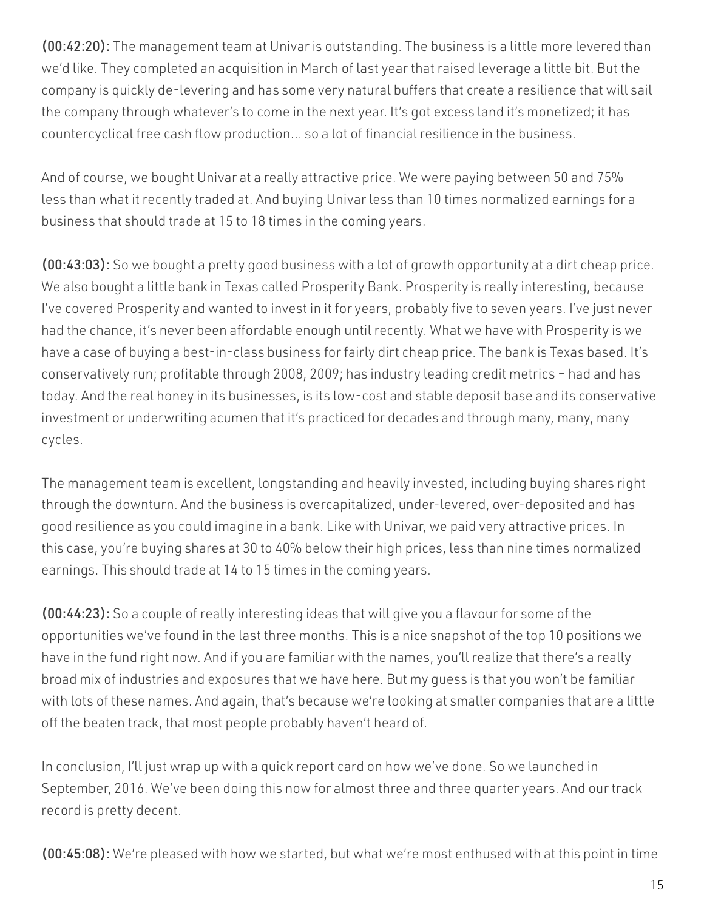**(00:42:20):** The management team at Univar is outstanding. The business is a little more levered than we'd like. They completed an acquisition in March of last year that raised leverage a little bit. But the company is quickly de-levering and has some very natural buffers that create a resilience that will sail the company through whatever's to come in the next year. It's got excess land it's monetized; it has countercyclical free cash flow production... so a lot of financial resilience in the business.

And of course, we bought Univar at a really attractive price. We were paying between 50 and 75% less than what it recently traded at. And buying Univar less than 10 times normalized earnings for a business that should trade at 15 to 18 times in the coming years.

**(00:43:03):** So we bought a pretty good business with a lot of growth opportunity at a dirt cheap price. We also bought a little bank in Texas called Prosperity Bank. Prosperity is really interesting, because I've covered Prosperity and wanted to invest in it for years, probably five to seven years. I've just never had the chance, it's never been affordable enough until recently. What we have with Prosperity is we have a case of buying a best-in-class business for fairly dirt cheap price. The bank is Texas based. It's conservatively run; profitable through 2008, 2009; has industry leading credit metrics – had and has today. And the real honey in its businesses, is its low-cost and stable deposit base and its conservative investment or underwriting acumen that it's practiced for decades and through many, many, many cycles.

The management team is excellent, longstanding and heavily invested, including buying shares right through the downturn. And the business is overcapitalized, under-levered, over-deposited and has good resilience as you could imagine in a bank. Like with Univar, we paid very attractive prices. In this case, you're buying shares at 30 to 40% below their high prices, less than nine times normalized earnings. This should trade at 14 to 15 times in the coming years.

**(00:44:23):** So a couple of really interesting ideas that will give you a flavour for some of the opportunities we've found in the last three months. This is a nice snapshot of the top 10 positions we have in the fund right now. And if you are familiar with the names, you'll realize that there's a really broad mix of industries and exposures that we have here. But my guess is that you won't be familiar with lots of these names. And again, that's because we're looking at smaller companies that are a little off the beaten track, that most people probably haven't heard of.

In conclusion, I'll just wrap up with a quick report card on how we've done. So we launched in September, 2016. We've been doing this now for almost three and three quarter years. And our track record is pretty decent.

**(00:45:08):** We're pleased with how we started, but what we're most enthused with at this point in time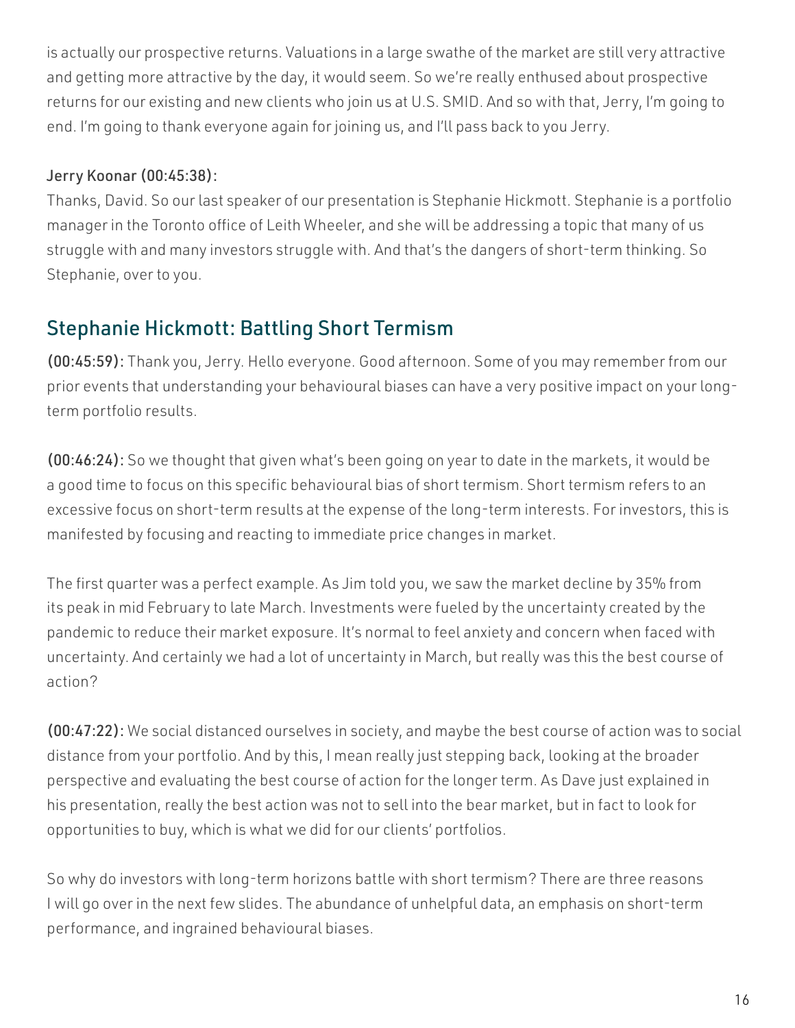is actually our prospective returns. Valuations in a large swathe of the market are still very attractive and getting more attractive by the day, it would seem. So we're really enthused about prospective returns for our existing and new clients who join us at U.S. SMID. And so with that, Jerry, I'm going to end. I'm going to thank everyone again for joining us, and I'll pass back to you Jerry.

Jerry Koonar (00:45:38):

Thanks, David. So our last speaker of our presentation is Stephanie Hickmott. Stephanie is a portfolio manager in the Toronto office of Leith Wheeler, and she will be addressing a topic that many of us struggle with and many investors struggle with. And that's the dangers of short-term thinking. So Stephanie, over to you.

## Stephanie Hickmott: Battling Short Termism

**(00:45:59):** Thank you, Jerry. Hello everyone. Good afternoon. Some of you may remember from our prior events that understanding your behavioural biases can have a very positive impact on your long-term portfolio results.

**(00:46:24):** So we thought that given what's been going on year to date in the markets, it would be a good time to focus on this specific behavioural bias of short termism. Short termism refers to an excessive focus on short-term results at the expense of the long-term interests. For investors, this is manifested by focusing and reacting to immediate price changes in market.

The first quarter was a perfect example. As Jim told you, we saw the market decline by 35% from its peak in mid February to late March. Investments were fueled by the uncertainty created by the pandemic to reduce their market exposure. It's normal to feel anxiety and concern when faced with uncertainty. And certainly we had a lot of uncertainty in March, but really was this the best course of action?

**(00:47:22):** We social distanced ourselves in society, and maybe the best course of action was to social distance from your portfolio. And by this, I mean really just stepping back, looking at the broader perspective and evaluating the best course of action for the longer term. As Dave just explained in his presentation, really the best action was not to sell into the bear market, but in fact to look for opportunities to buy, which is what we did for our clients' portfolios.

So why do investors with long-term horizons battle with short termism? There are three reasons I will go over in the next few slides. The abundance of unhelpful data, an emphasis on short-term performance, and ingrained behavioural biases.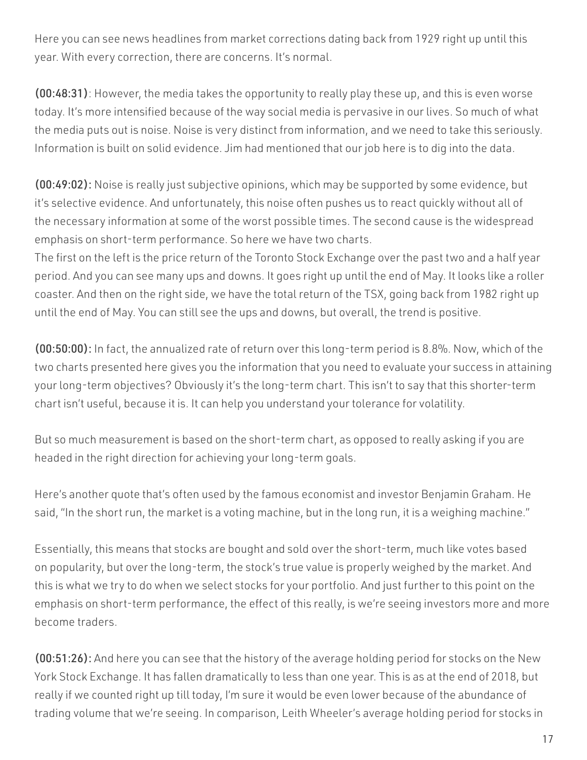Here you can see news headlines from market corrections dating back from 1929 right up until this year. With every correction, there are concerns. It's normal.

**(00:48:31)**: However, the media takes the opportunity to really play these up, and this is even worse today. It's more intensified because of the way social media is pervasive in our lives. So much of what the media puts out is noise. Noise is very distinct from information, and we need to take this seriously. Information is built on solid evidence. Jim had mentioned that our job here is to dig into the data.

**(00:49:02):** Noise is really just subjective opinions, which may be supported by some evidence, but it's selective evidence. And unfortunately, this noise often pushes us to react quickly without all of the necessary information at some of the worst possible times. The second cause is the widespread emphasis on short-term performance. So here we have two charts.
The first on the left is the price return of the Toronto Stock Exchange over the past two and a half year period. And you can see many ups and downs. It goes right up until the end of May. It looks like a roller coaster. And then on the right side, we have the total return of the TSX, going back from 1982 right up until the end of May. You can still see the ups and downs, but overall, the trend is positive.

**(00:50:00):** In fact, the annualized rate of return over this long-term period is 8.8%. Now, which of the two charts presented here gives you the information that you need to evaluate your success in attaining your long-term objectives? Obviously it's the long-term chart. This isn't to say that this shorter-term chart isn't useful, because it is. It can help you understand your tolerance for volatility.

But so much measurement is based on the short-term chart, as opposed to really asking if you are headed in the right direction for achieving your long-term goals.

Here's another quote that's often used by the famous economist and investor Benjamin Graham. He said, "In the short run, the market is a voting machine, but in the long run, it is a weighing machine."

Essentially, this means that stocks are bought and sold over the short-term, much like votes based on popularity, but over the long-term, the stock's true value is properly weighed by the market. And this is what we try to do when we select stocks for your portfolio. And just further to this point on the emphasis on short-term performance, the effect of this really, is we're seeing investors more and more become traders.

**(00:51:26):** And here you can see that the history of the average holding period for stocks on the New York Stock Exchange. It has fallen dramatically to less than one year. This is as at the end of 2018, but really if we counted right up till today, I'm sure it would be even lower because of the abundance of trading volume that we're seeing. In comparison, Leith Wheeler's average holding period for stocks in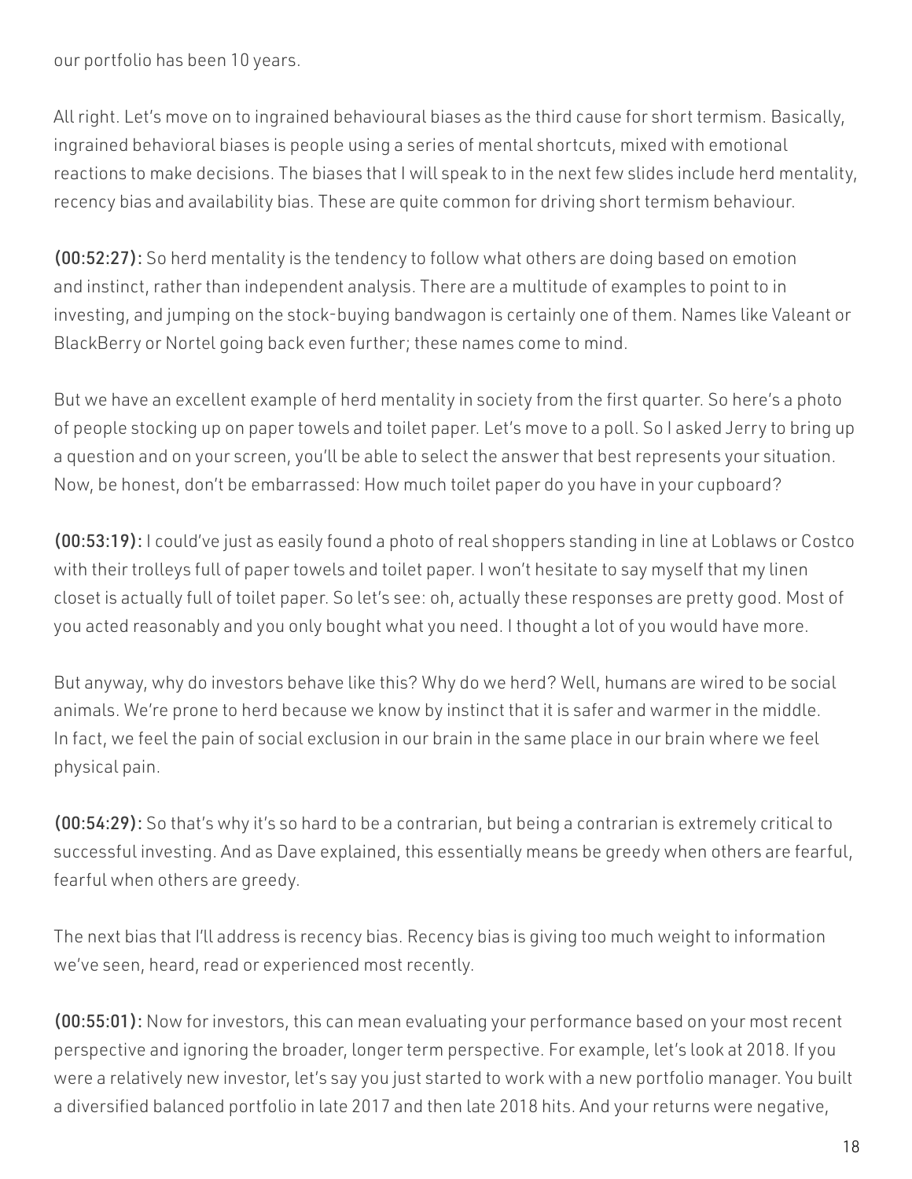our portfolio has been 10 years.

All right. Let's move on to ingrained behavioural biases as the third cause for short termism. Basically, ingrained behavioral biases is people using a series of mental shortcuts, mixed with emotional reactions to make decisions. The biases that I will speak to in the next few slides include herd mentality, recency bias and availability bias. These are quite common for driving short termism behaviour.

**(00:52:27):** So herd mentality is the tendency to follow what others are doing based on emotion and instinct, rather than independent analysis. There are a multitude of examples to point to in investing, and jumping on the stock-buying bandwagon is certainly one of them. Names like Valeant or BlackBerry or Nortel going back even further; these names come to mind.

But we have an excellent example of herd mentality in society from the first quarter. So here's a photo of people stocking up on paper towels and toilet paper. Let's move to a poll. So I asked Jerry to bring up a question and on your screen, you'll be able to select the answer that best represents your situation. Now, be honest, don't be embarrassed: How much toilet paper do you have in your cupboard?

**(00:53:19):** I could've just as easily found a photo of real shoppers standing in line at Loblaws or Costco with their trolleys full of paper towels and toilet paper. I won't hesitate to say myself that my linen closet is actually full of toilet paper. So let's see: oh, actually these responses are pretty good. Most of you acted reasonably and you only bought what you need. I thought a lot of you would have more.

But anyway, why do investors behave like this? Why do we herd? Well, humans are wired to be social animals. We're prone to herd because we know by instinct that it is safer and warmer in the middle. In fact, we feel the pain of social exclusion in our brain in the same place in our brain where we feel physical pain.

**(00:54:29):** So that's why it's so hard to be a contrarian, but being a contrarian is extremely critical to successful investing. And as Dave explained, this essentially means be greedy when others are fearful, fearful when others are greedy.

The next bias that I'll address is recency bias. Recency bias is giving too much weight to information we've seen, heard, read or experienced most recently.

**(00:55:01):** Now for investors, this can mean evaluating your performance based on your most recent perspective and ignoring the broader, longer term perspective. For example, let's look at 2018. If you were a relatively new investor, let's say you just started to work with a new portfolio manager. You built a diversified balanced portfolio in late 2017 and then late 2018 hits. And your returns were negative,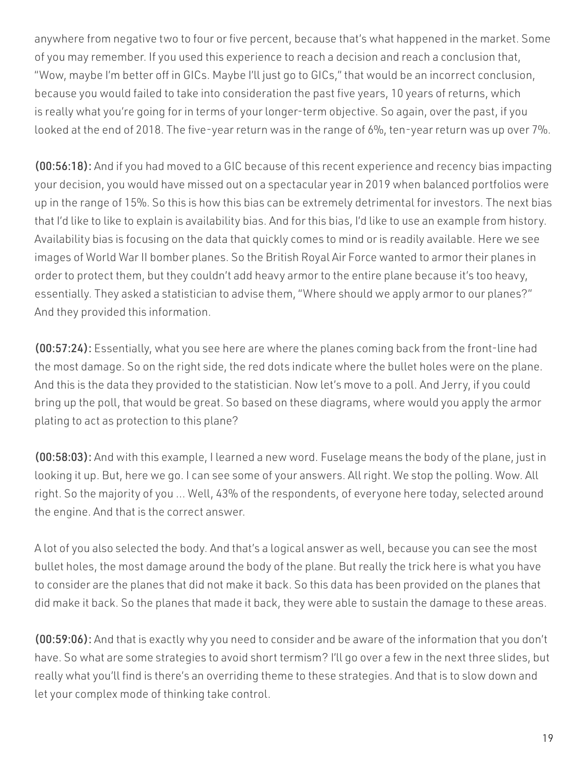anywhere from negative two to four or five percent, because that's what happened in the market. Some of you may remember. If you used this experience to reach a decision and reach a conclusion that, "Wow, maybe I'm better off in GICs. Maybe I'll just go to GICs," that would be an incorrect conclusion, because you would failed to take into consideration the past five years, 10 years of returns, which is really what you're going for in terms of your longer-term objective. So again, over the past, if you looked at the end of 2018. The five-year return was in the range of 6%, ten-year return was up over 7%.

**(00:56:18):** And if you had moved to a GIC because of this recent experience and recency bias impacting your decision, you would have missed out on a spectacular year in 2019 when balanced portfolios were up in the range of 15%. So this is how this bias can be extremely detrimental for investors. The next bias that I'd like to like to explain is availability bias. And for this bias, I'd like to use an example from history. Availability bias is focusing on the data that quickly comes to mind or is readily available. Here we see images of World War II bomber planes. So the British Royal Air Force wanted to armor their planes in order to protect them, but they couldn't add heavy armor to the entire plane because it's too heavy, essentially. They asked a statistician to advise them, "Where should we apply armor to our planes?" And they provided this information.

**(00:57:24):** Essentially, what you see here are where the planes coming back from the front-line had the most damage. So on the right side, the red dots indicate where the bullet holes were on the plane. And this is the data they provided to the statistician. Now let's move to a poll. And Jerry, if you could bring up the poll, that would be great. So based on these diagrams, where would you apply the armor plating to act as protection to this plane?

**(00:58:03):** And with this example, I learned a new word. Fuselage means the body of the plane, just in looking it up. But, here we go. I can see some of your answers. All right. We stop the polling. Wow. All right. So the majority of you ... Well, 43% of the respondents, of everyone here today, selected around the engine. And that is the correct answer.

A lot of you also selected the body. And that's a logical answer as well, because you can see the most bullet holes, the most damage around the body of the plane. But really the trick here is what you have to consider are the planes that did not make it back. So this data has been provided on the planes that did make it back. So the planes that made it back, they were able to sustain the damage to these areas.

**(00:59:06):** And that is exactly why you need to consider and be aware of the information that you don't have. So what are some strategies to avoid short termism? I'll go over a few in the next three slides, but really what you'll find is there's an overriding theme to these strategies. And that is to slow down and let your complex mode of thinking take control.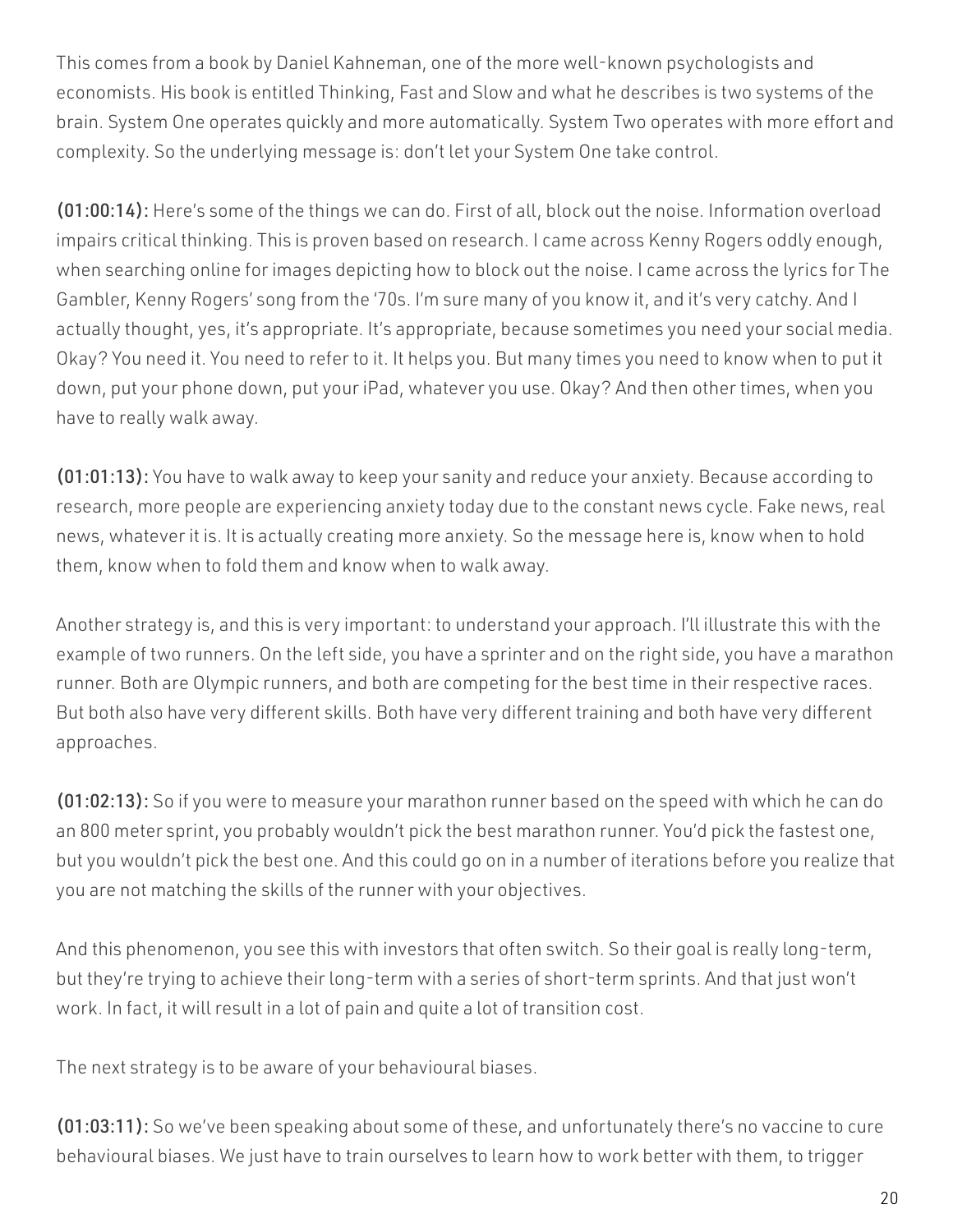This comes from a book by Daniel Kahneman, one of the more well-known psychologists and economists. His book is entitled Thinking, Fast and Slow and what he describes is two systems of the brain. System One operates quickly and more automatically. System Two operates with more effort and complexity. So the underlying message is: don't let your System One take control.

**(01:00:14):** Here's some of the things we can do. First of all, block out the noise. Information overload impairs critical thinking. This is proven based on research. I came across Kenny Rogers oddly enough, when searching online for images depicting how to block out the noise. I came across the lyrics for The Gambler, Kenny Rogers' song from the '70s. I'm sure many of you know it, and it's very catchy. And I actually thought, yes, it's appropriate. It's appropriate, because sometimes you need your social media. Okay? You need it. You need to refer to it. It helps you. But many times you need to know when to put it down, put your phone down, put your iPad, whatever you use. Okay? And then other times, when you have to really walk away.

**(01:01:13):** You have to walk away to keep your sanity and reduce your anxiety. Because according to research, more people are experiencing anxiety today due to the constant news cycle. Fake news, real news, whatever it is. It is actually creating more anxiety. So the message here is, know when to hold them, know when to fold them and know when to walk away.

Another strategy is, and this is very important: to understand your approach. I'll illustrate this with the example of two runners. On the left side, you have a sprinter and on the right side, you have a marathon runner. Both are Olympic runners, and both are competing for the best time in their respective races. But both also have very different skills. Both have very different training and both have very different approaches.

**(01:02:13):** So if you were to measure your marathon runner based on the speed with which he can do an 800 meter sprint, you probably wouldn't pick the best marathon runner. You'd pick the fastest one, but you wouldn't pick the best one. And this could go on in a number of iterations before you realize that you are not matching the skills of the runner with your objectives.

And this phenomenon, you see this with investors that often switch. So their goal is really long-term, but they're trying to achieve their long-term with a series of short-term sprints. And that just won't work. In fact, it will result in a lot of pain and quite a lot of transition cost.

The next strategy is to be aware of your behavioural biases.

**(01:03:11):** So we've been speaking about some of these, and unfortunately there's no vaccine to cure behavioural biases. We just have to train ourselves to learn how to work better with them, to trigger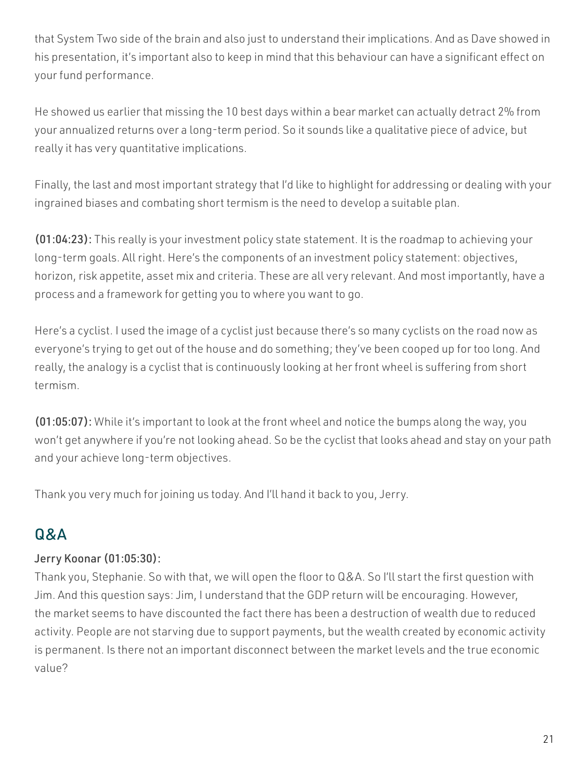that System Two side of the brain and also just to understand their implications. And as Dave showed in his presentation, it's important also to keep in mind that this behaviour can have a significant effect on your fund performance.

He showed us earlier that missing the 10 best days within a bear market can actually detract 2% from your annualized returns over a long-term period. So it sounds like a qualitative piece of advice, but really it has very quantitative implications.

Finally, the last and most important strategy that I'd like to highlight for addressing or dealing with your ingrained biases and combating short termism is the need to develop a suitable plan.

**(01:04:23):** This really is your investment policy state statement. It is the roadmap to achieving your long-term goals. All right. Here's the components of an investment policy statement: objectives, horizon, risk appetite, asset mix and criteria. These are all very relevant. And most importantly, have a process and a framework for getting you to where you want to go.

Here's a cyclist. I used the image of a cyclist just because there's so many cyclists on the road now as everyone's trying to get out of the house and do something; they've been cooped up for too long. And really, the analogy is a cyclist that is continuously looking at her front wheel is suffering from short termism.

**(01:05:07):** While it's important to look at the front wheel and notice the bumps along the way, you won't get anywhere if you're not looking ahead. So be the cyclist that looks ahead and stay on your path and your achieve long-term objectives.

Thank you very much for joining us today. And I'll hand it back to you, Jerry.

## Q&A

### Jerry Koonar (01:05:30):

Thank you, Stephanie. So with that, we will open the floor to Q&A. So I'll start the first question with Jim. And this question says: Jim, I understand that the GDP return will be encouraging. However, the market seems to have discounted the fact there has been a destruction of wealth due to reduced activity. People are not starving due to support payments, but the wealth created by economic activity is permanent. Is there not an important disconnect between the market levels and the true economic value?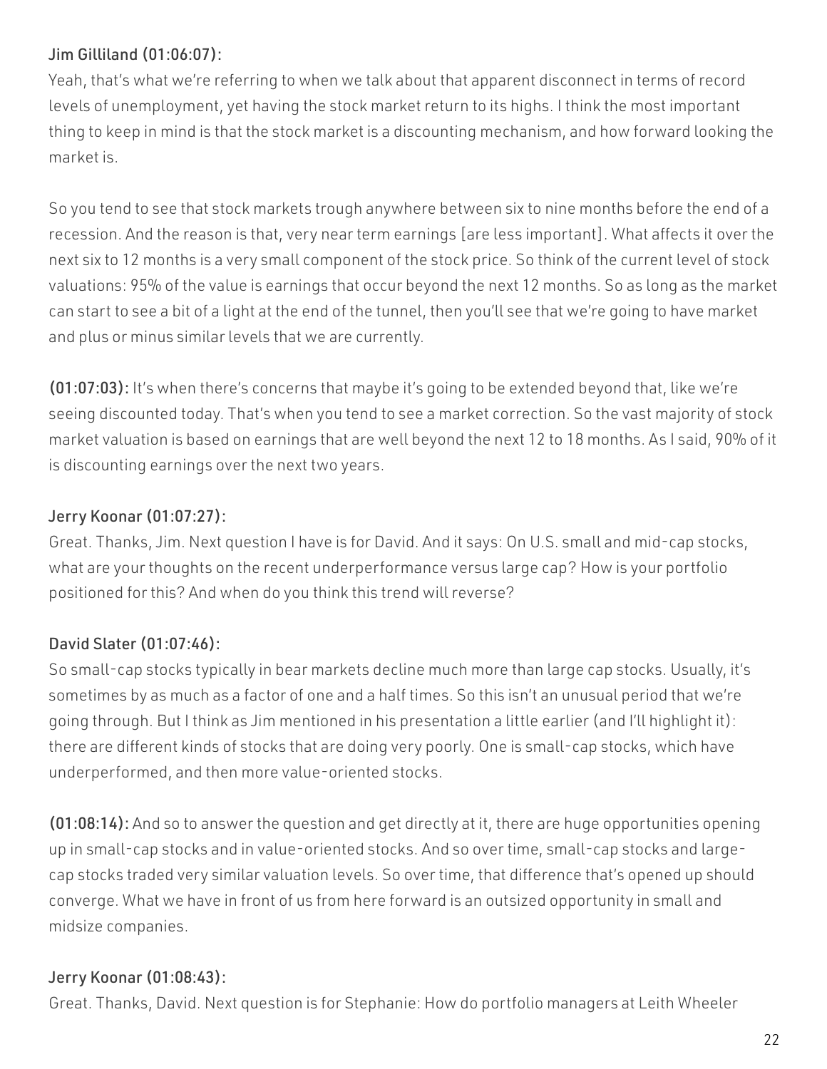Jim Gilliland (01:06:07):

Yeah, that's what we're referring to when we talk about that apparent disconnect in terms of record levels of unemployment, yet having the stock market return to its highs. I think the most important thing to keep in mind is that the stock market is a discounting mechanism, and how forward looking the market is.

So you tend to see that stock markets trough anywhere between six to nine months before the end of a recession. And the reason is that, very near term earnings [are less important]. What affects it over the next six to 12 months is a very small component of the stock price. So think of the current level of stock valuations: 95% of the value is earnings that occur beyond the next 12 months. So as long as the market can start to see a bit of a light at the end of the tunnel, then you'll see that we're going to have market and plus or minus similar levels that we are currently.

**(01:07:03):** It's when there's concerns that maybe it's going to be extended beyond that, like we're seeing discounted today. That's when you tend to see a market correction. So the vast majority of stock market valuation is based on earnings that are well beyond the next 12 to 18 months. As I said, 90% of it is discounting earnings over the next two years.

Jerry Koonar (01:07:27):

Great. Thanks, Jim. Next question I have is for David. And it says: On U.S. small and mid-cap stocks, what are your thoughts on the recent underperformance versus large cap? How is your portfolio positioned for this? And when do you think this trend will reverse?

David Slater (01:07:46):

So small-cap stocks typically in bear markets decline much more than large cap stocks. Usually, it's sometimes by as much as a factor of one and a half times. So this isn't an unusual period that we're going through. But I think as Jim mentioned in his presentation a little earlier (and I'll highlight it): there are different kinds of stocks that are doing very poorly. One is small-cap stocks, which have underperformed, and then more value-oriented stocks.

**(01:08:14):** And so to answer the question and get directly at it, there are huge opportunities opening up in small-cap stocks and in value-oriented stocks. And so over time, small-cap stocks and large-cap stocks traded very similar valuation levels. So over time, that difference that's opened up should converge. What we have in front of us from here forward is an outsized opportunity in small and midsize companies.

Jerry Koonar (01:08:43):

Great. Thanks, David. Next question is for Stephanie: How do portfolio managers at Leith Wheeler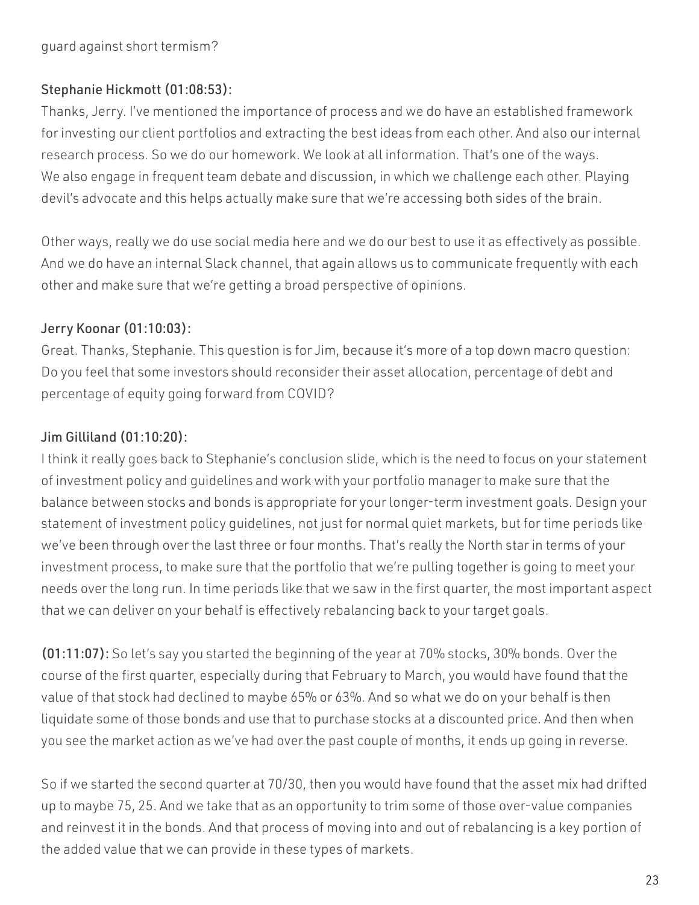guard against short termism?

Stephanie Hickmott (01:08:53):

Thanks, Jerry. I've mentioned the importance of process and we do have an established framework for investing our client portfolios and extracting the best ideas from each other. And also our internal research process. So we do our homework. We look at all information. That's one of the ways. We also engage in frequent team debate and discussion, in which we challenge each other. Playing devil's advocate and this helps actually make sure that we're accessing both sides of the brain.

Other ways, really we do use social media here and we do our best to use it as effectively as possible. And we do have an internal Slack channel, that again allows us to communicate frequently with each other and make sure that we're getting a broad perspective of opinions.

Jerry Koonar (01:10:03):

Great. Thanks, Stephanie. This question is for Jim, because it's more of a top down macro question: Do you feel that some investors should reconsider their asset allocation, percentage of debt and percentage of equity going forward from COVID?

Jim Gilliland (01:10:20):

I think it really goes back to Stephanie's conclusion slide, which is the need to focus on your statement of investment policy and guidelines and work with your portfolio manager to make sure that the balance between stocks and bonds is appropriate for your longer-term investment goals. Design your statement of investment policy guidelines, not just for normal quiet markets, but for time periods like we've been through over the last three or four months. That's really the North star in terms of your investment process, to make sure that the portfolio that we're pulling together is going to meet your needs over the long run. In time periods like that we saw in the first quarter, the most important aspect that we can deliver on your behalf is effectively rebalancing back to your target goals.

**(01:11:07):** So let's say you started the beginning of the year at 70% stocks, 30% bonds. Over the course of the first quarter, especially during that February to March, you would have found that the value of that stock had declined to maybe 65% or 63%. And so what we do on your behalf is then liquidate some of those bonds and use that to purchase stocks at a discounted price. And then when you see the market action as we've had over the past couple of months, it ends up going in reverse.

So if we started the second quarter at 70/30, then you would have found that the asset mix had drifted up to maybe 75, 25. And we take that as an opportunity to trim some of those over-value companies and reinvest it in the bonds. And that process of moving into and out of rebalancing is a key portion of the added value that we can provide in these types of markets.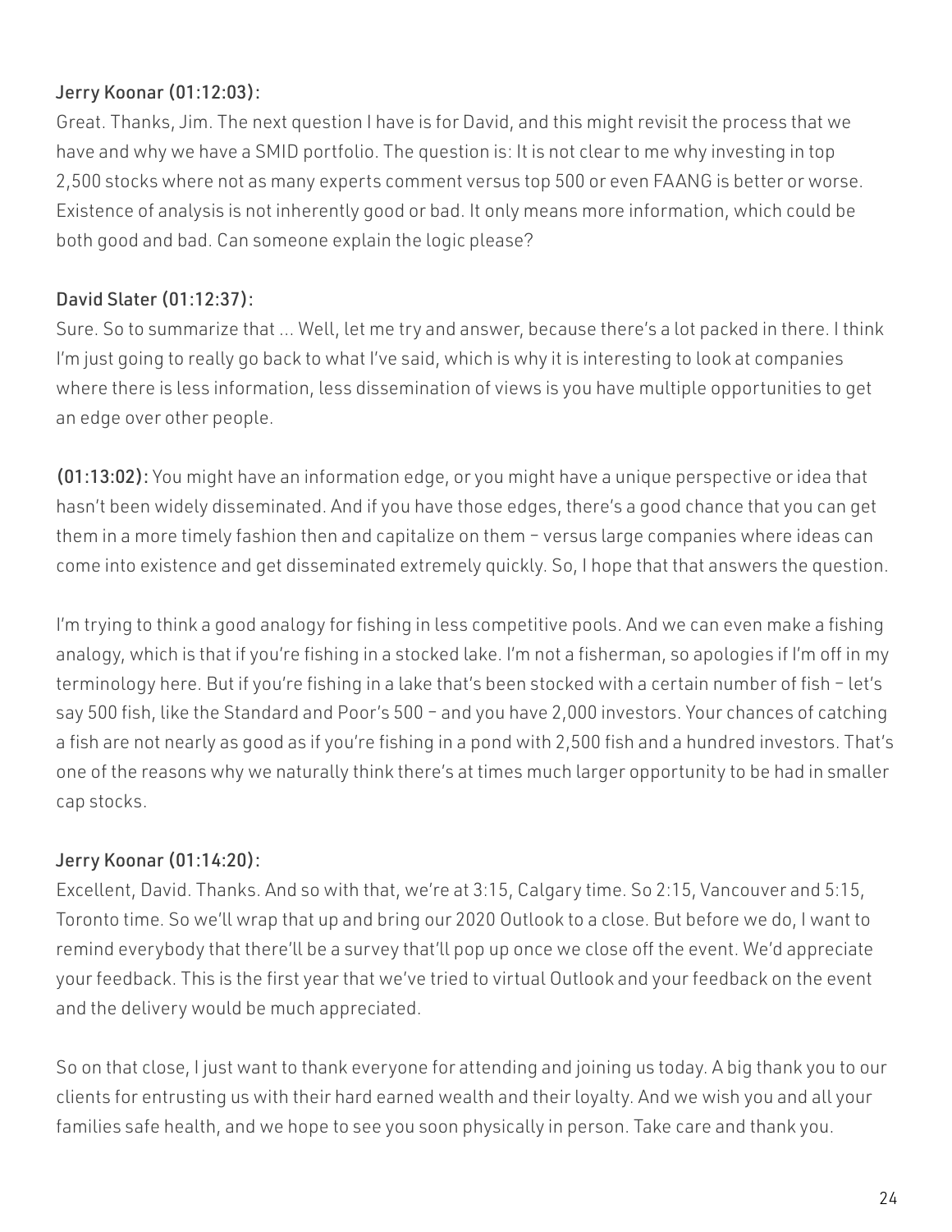**Jerry Koonar (01:12:03):**

Great. Thanks, Jim. The next question I have is for David, and this might revisit the process that we have and why we have a SMID portfolio. The question is: It is not clear to me why investing in top 2,500 stocks where not as many experts comment versus top 500 or even FAANG is better or worse. Existence of analysis is not inherently good or bad. It only means more information, which could be both good and bad. Can someone explain the logic please?

**David Slater (01:12:37):**

Sure. So to summarize that ... Well, let me try and answer, because there's a lot packed in there. I think I'm just going to really go back to what I've said, which is why it is interesting to look at companies where there is less information, less dissemination of views is you have multiple opportunities to get an edge over other people.

**(01:13:02):** You might have an information edge, or you might have a unique perspective or idea that hasn't been widely disseminated. And if you have those edges, there's a good chance that you can get them in a more timely fashion then and capitalize on them – versus large companies where ideas can come into existence and get disseminated extremely quickly. So, I hope that that answers the question.

I'm trying to think a good analogy for fishing in less competitive pools. And we can even make a fishing analogy, which is that if you're fishing in a stocked lake. I'm not a fisherman, so apologies if I'm off in my terminology here. But if you're fishing in a lake that's been stocked with a certain number of fish – let's say 500 fish, like the Standard and Poor's 500 – and you have 2,000 investors. Your chances of catching a fish are not nearly as good as if you're fishing in a pond with 2,500 fish and a hundred investors. That's one of the reasons why we naturally think there's at times much larger opportunity to be had in smaller cap stocks.

**Jerry Koonar (01:14:20):**

Excellent, David. Thanks. And so with that, we're at 3:15, Calgary time. So 2:15, Vancouver and 5:15, Toronto time. So we'll wrap that up and bring our 2020 Outlook to a close. But before we do, I want to remind everybody that there'll be a survey that'll pop up once we close off the event. We'd appreciate your feedback. This is the first year that we've tried to virtual Outlook and your feedback on the event and the delivery would be much appreciated.

So on that close, I just want to thank everyone for attending and joining us today. A big thank you to our clients for entrusting us with their hard earned wealth and their loyalty. And we wish you and all your families safe health, and we hope to see you soon physically in person. Take care and thank you.